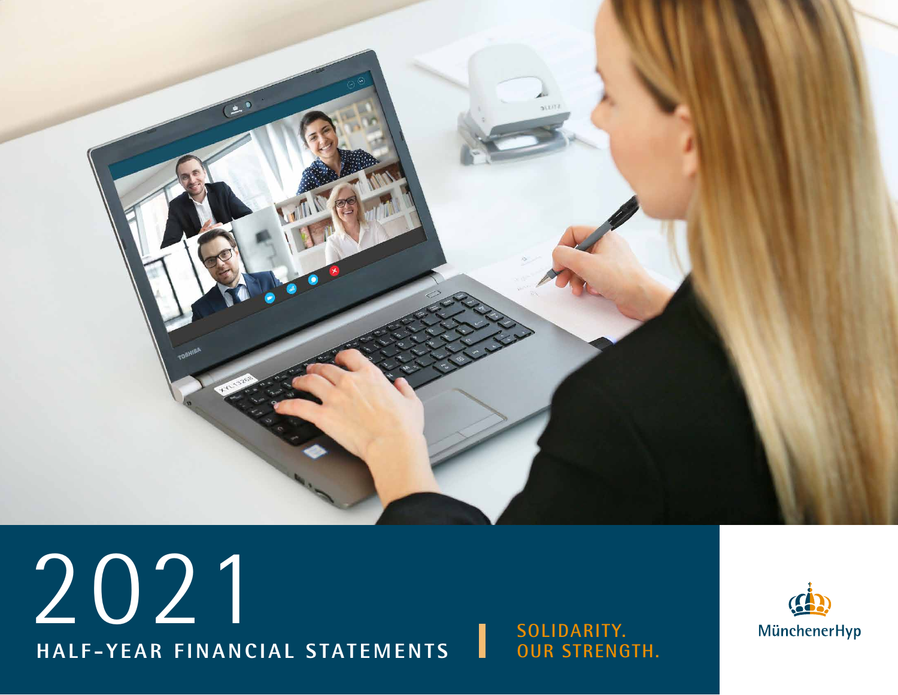# 2021

## HALF-YEAR FINANCIAL STATEMENTS

SOLIDARITY.
OUR STRENGTH.

MünchenerHyp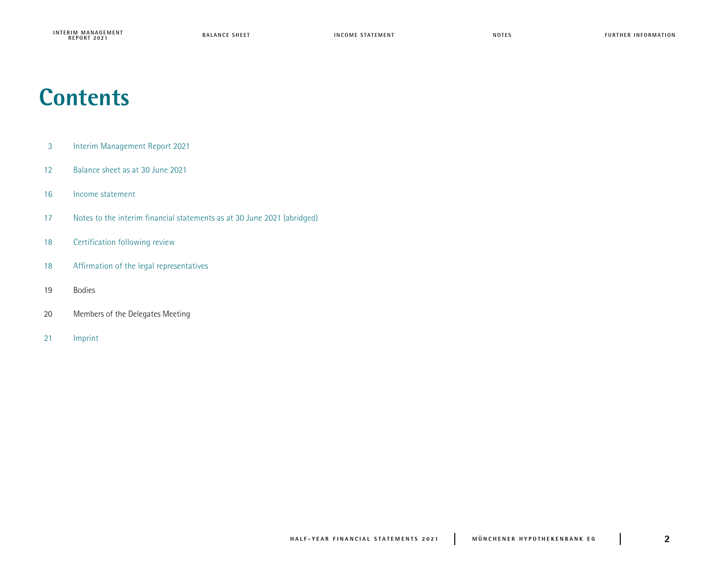# Contents

| | |
|---|---|
| 3 | Interim Management Report 2021 |
| 12 | Balance sheet as at 30 June 2021 |
| 16 | Income statement |
| 17 | Notes to the interim financial statements as at 30 June 2021 (abridged) |
| 18 | Certification following review |
| 18 | Affirmation of the legal representatives |
| 19 | Bodies |
| 20 | Members of the Delegates Meeting |
| 21 | Imprint |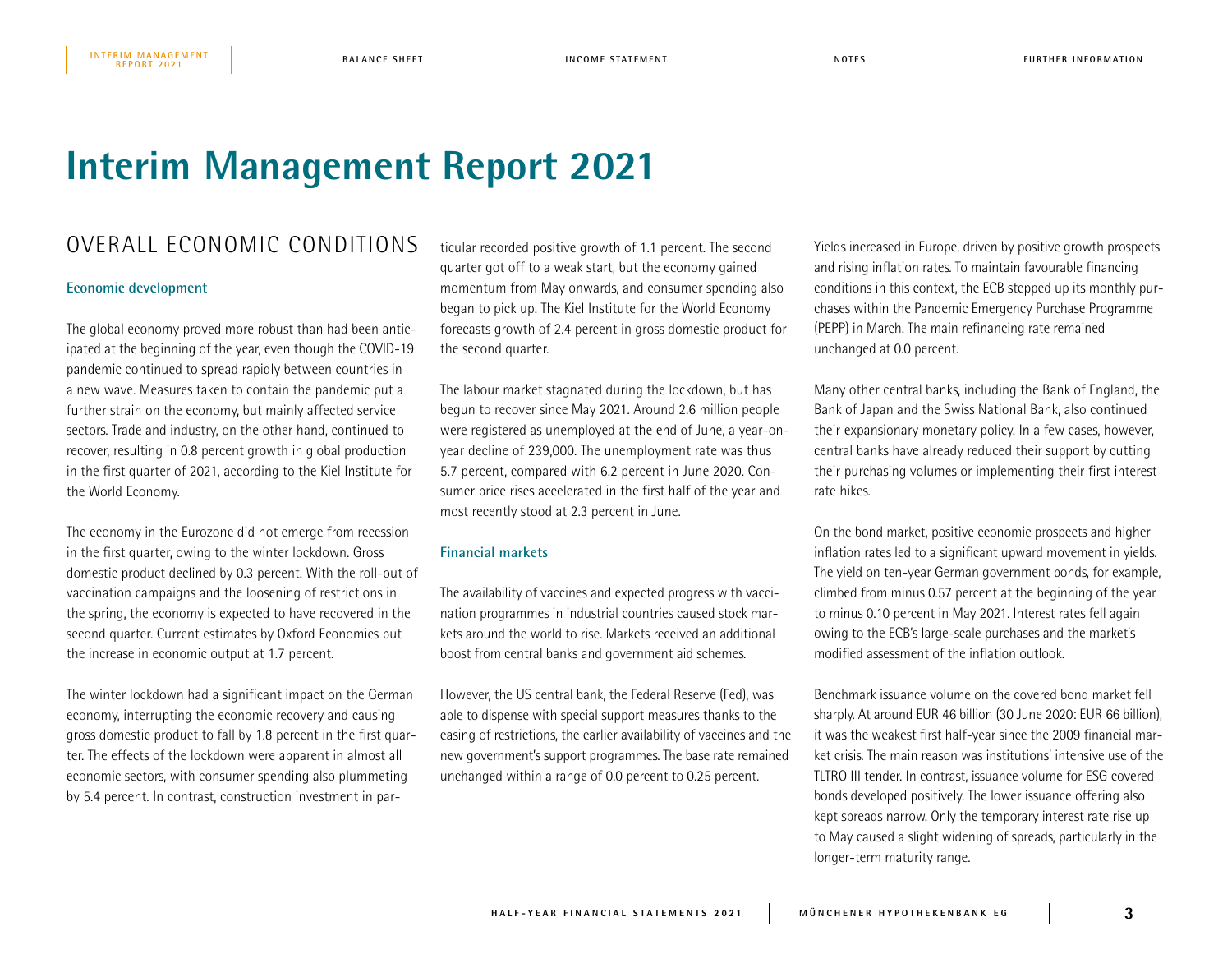# Interim Management Report 2021

## OVERALL ECONOMIC CONDITIONS

### Economic development

The global economy proved more robust than had been anticipated at the beginning of the year, even though the COVID-19 pandemic continued to spread rapidly between countries in a new wave. Measures taken to contain the pandemic put a further strain on the economy, but mainly affected service sectors. Trade and industry, on the other hand, continued to recover, resulting in 0.8 percent growth in global production in the first quarter of 2021, according to the Kiel Institute for the World Economy.

The economy in the Eurozone did not emerge from recession in the first quarter, owing to the winter lockdown. Gross domestic product declined by 0.3 percent. With the roll-out of vaccination campaigns and the loosening of restrictions in the spring, the economy is expected to have recovered in the second quarter. Current estimates by Oxford Economics put the increase in economic output at 1.7 percent.

The winter lockdown had a significant impact on the German economy, interrupting the economic recovery and causing gross domestic product to fall by 1.8 percent in the first quarter. The effects of the lockdown were apparent in almost all economic sectors, with consumer spending also plummeting by 5.4 percent. In contrast, construction investment in particular recorded positive growth of 1.1 percent. The second quarter got off to a weak start, but the economy gained momentum from May onwards, and consumer spending also began to pick up. The Kiel Institute for the World Economy forecasts growth of 2.4 percent in gross domestic product for the second quarter.

The labour market stagnated during the lockdown, but has begun to recover since May 2021. Around 2.6 million people were registered as unemployed at the end of June, a year-on-year decline of 239,000. The unemployment rate was thus 5.7 percent, compared with 6.2 percent in June 2020. Consumer price rises accelerated in the first half of the year and most recently stood at 2.3 percent in June.

### Financial markets

The availability of vaccines and expected progress with vaccination programmes in industrial countries caused stock markets around the world to rise. Markets received an additional boost from central banks and government aid schemes.

However, the US central bank, the Federal Reserve (Fed), was able to dispense with special support measures thanks to the easing of restrictions, the earlier availability of vaccines and the new government's support programmes. The base rate remained unchanged within a range of 0.0 percent to 0.25 percent.

Yields increased in Europe, driven by positive growth prospects and rising inflation rates. To maintain favourable financing conditions in this context, the ECB stepped up its monthly purchases within the Pandemic Emergency Purchase Programme (PEPP) in March. The main refinancing rate remained unchanged at 0.0 percent.

Many other central banks, including the Bank of England, the Bank of Japan and the Swiss National Bank, also continued their expansionary monetary policy. In a few cases, however, central banks have already reduced their support by cutting their purchasing volumes or implementing their first interest rate hikes.

On the bond market, positive economic prospects and higher inflation rates led to a significant upward movement in yields. The yield on ten-year German government bonds, for example, climbed from minus 0.57 percent at the beginning of the year to minus 0.10 percent in May 2021. Interest rates fell again owing to the ECB's large-scale purchases and the market's modified assessment of the inflation outlook.

Benchmark issuance volume on the covered bond market fell sharply. At around EUR 46 billion (30 June 2020: EUR 66 billion), it was the weakest first half-year since the 2009 financial market crisis. The main reason was institutions' intensive use of the TLTRO III tender. In contrast, issuance volume for ESG covered bonds developed positively. The lower issuance offering also kept spreads narrow. Only the temporary interest rate rise up to May caused a slight widening of spreads, particularly in the longer-term maturity range.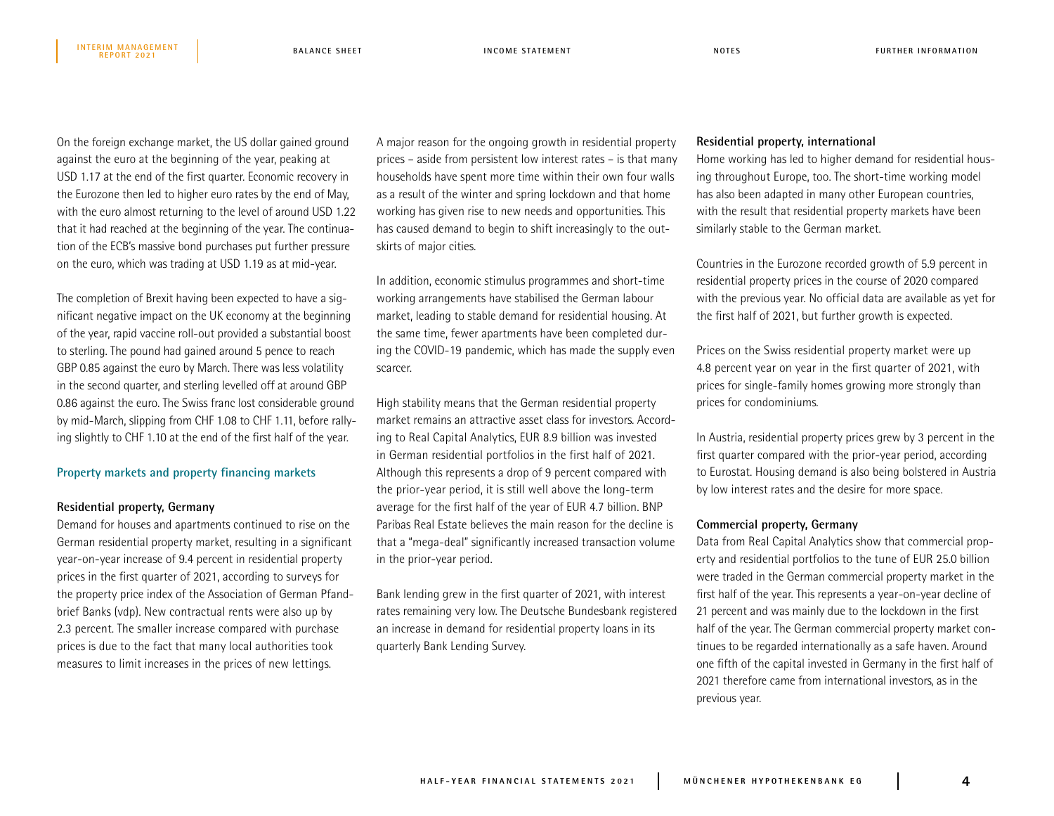On the foreign exchange market, the US dollar gained ground against the euro at the beginning of the year, peaking at USD 1.17 at the end of the first quarter. Economic recovery in the Eurozone then led to higher euro rates by the end of May, with the euro almost returning to the level of around USD 1.22 that it had reached at the beginning of the year. The continuation of the ECB's massive bond purchases put further pressure on the euro, which was trading at USD 1.19 as at mid-year.

The completion of Brexit having been expected to have a significant negative impact on the UK economy at the beginning of the year, rapid vaccine roll-out provided a substantial boost to sterling. The pound had gained around 5 pence to reach GBP 0.85 against the euro by March. There was less volatility in the second quarter, and sterling levelled off at around GBP 0.86 against the euro. The Swiss franc lost considerable ground by mid-March, slipping from CHF 1.08 to CHF 1.11, before rallying slightly to CHF 1.10 at the end of the first half of the year.

## Property markets and property financing markets

### Residential property, Germany

Demand for houses and apartments continued to rise on the German residential property market, resulting in a significant year-on-year increase of 9.4 percent in residential property prices in the first quarter of 2021, according to surveys for the property price index of the Association of German Pfandbrief Banks (vdp). New contractual rents were also up by 2.3 percent. The smaller increase compared with purchase prices is due to the fact that many local authorities took measures to limit increases in the prices of new lettings.

A major reason for the ongoing growth in residential property prices – aside from persistent low interest rates – is that many households have spent more time within their own four walls as a result of the winter and spring lockdown and that home working has given rise to new needs and opportunities. This has caused demand to begin to shift increasingly to the outskirts of major cities.

In addition, economic stimulus programmes and short-time working arrangements have stabilised the German labour market, leading to stable demand for residential housing. At the same time, fewer apartments have been completed during the COVID-19 pandemic, which has made the supply even scarcer.

High stability means that the German residential property market remains an attractive asset class for investors. According to Real Capital Analytics, EUR 8.9 billion was invested in German residential portfolios in the first half of 2021. Although this represents a drop of 9 percent compared with the prior-year period, it is still well above the long-term average for the first half of the year of EUR 4.7 billion. BNP Paribas Real Estate believes the main reason for the decline is that a "mega-deal" significantly increased transaction volume in the prior-year period.

Bank lending grew in the first quarter of 2021, with interest rates remaining very low. The Deutsche Bundesbank registered an increase in demand for residential property loans in its quarterly Bank Lending Survey.

### Residential property, international

Home working has led to higher demand for residential housing throughout Europe, too. The short-time working model has also been adapted in many other European countries, with the result that residential property markets have been similarly stable to the German market.

Countries in the Eurozone recorded growth of 5.9 percent in residential property prices in the course of 2020 compared with the previous year. No official data are available as yet for the first half of 2021, but further growth is expected.

Prices on the Swiss residential property market were up 4.8 percent year on year in the first quarter of 2021, with prices for single-family homes growing more strongly than prices for condominiums.

In Austria, residential property prices grew by 3 percent in the first quarter compared with the prior-year period, according to Eurostat. Housing demand is also being bolstered in Austria by low interest rates and the desire for more space.

### Commercial property, Germany

Data from Real Capital Analytics show that commercial property and residential portfolios to the tune of EUR 25.0 billion were traded in the German commercial property market in the first half of the year. This represents a year-on-year decline of 21 percent and was mainly due to the lockdown in the first half of the year. The German commercial property market continues to be regarded internationally as a safe haven. Around one fifth of the capital invested in Germany in the first half of 2021 therefore came from international investors, as in the previous year.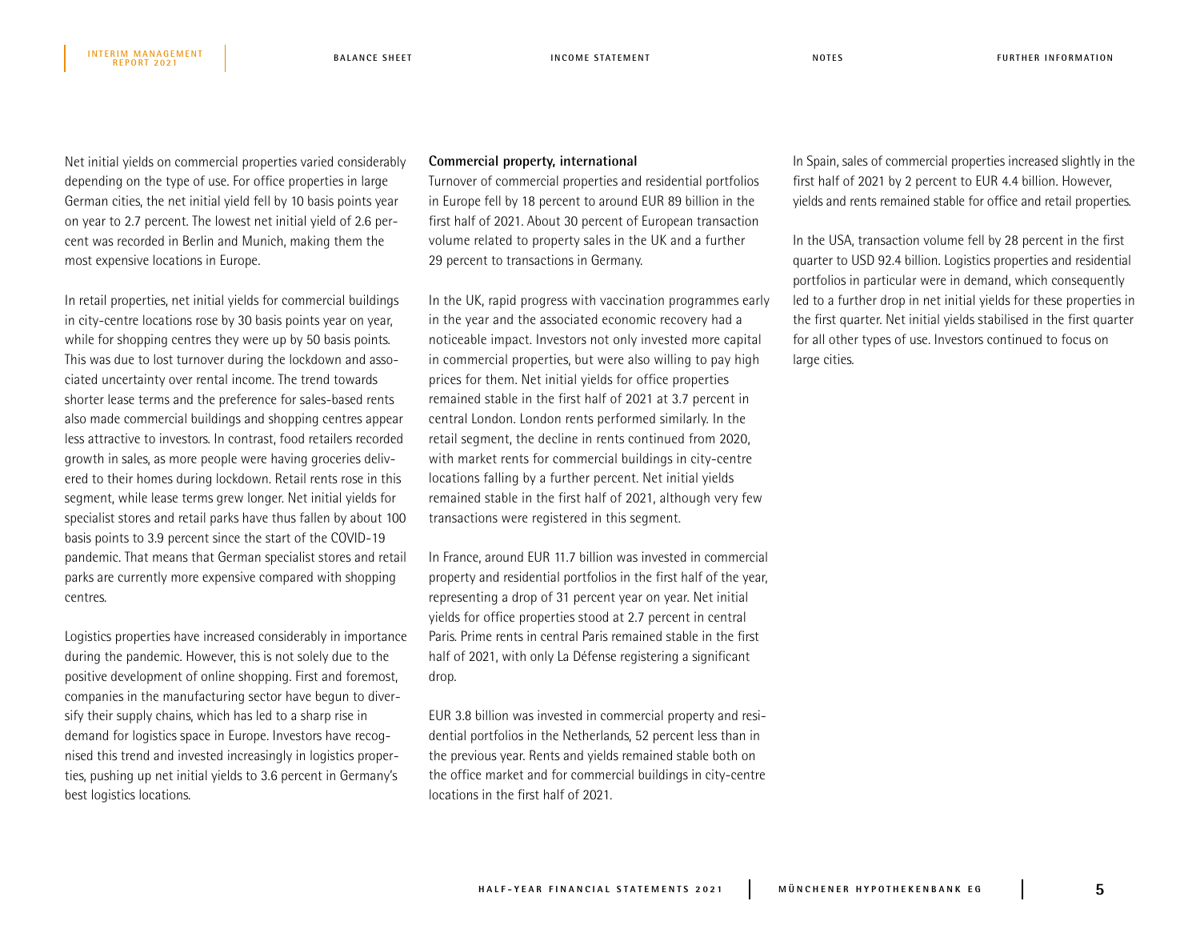Net initial yields on commercial properties varied considerably depending on the type of use. For office properties in large German cities, the net initial yield fell by 10 basis points year on year to 2.7 percent. The lowest net initial yield of 2.6 percent was recorded in Berlin and Munich, making them the most expensive locations in Europe.

In retail properties, net initial yields for commercial buildings in city-centre locations rose by 30 basis points year on year, while for shopping centres they were up by 50 basis points. This was due to lost turnover during the lockdown and associated uncertainty over rental income. The trend towards shorter lease terms and the preference for sales-based rents also made commercial buildings and shopping centres appear less attractive to investors. In contrast, food retailers recorded growth in sales, as more people were having groceries delivered to their homes during lockdown. Retail rents rose in this segment, while lease terms grew longer. Net initial yields for specialist stores and retail parks have thus fallen by about 100 basis points to 3.9 percent since the start of the COVID-19 pandemic. That means that German specialist stores and retail parks are currently more expensive compared with shopping centres.

Logistics properties have increased considerably in importance during the pandemic. However, this is not solely due to the positive development of online shopping. First and foremost, companies in the manufacturing sector have begun to diversify their supply chains, which has led to a sharp rise in demand for logistics space in Europe. Investors have recognised this trend and invested increasingly in logistics properties, pushing up net initial yields to 3.6 percent in Germany's best logistics locations.

**Commercial property, international**

Turnover of commercial properties and residential portfolios in Europe fell by 18 percent to around EUR 89 billion in the first half of 2021. About 30 percent of European transaction volume related to property sales in the UK and a further 29 percent to transactions in Germany.

In the UK, rapid progress with vaccination programmes early in the year and the associated economic recovery had a noticeable impact. Investors not only invested more capital in commercial properties, but were also willing to pay high prices for them. Net initial yields for office properties remained stable in the first half of 2021 at 3.7 percent in central London. London rents performed similarly. In the retail segment, the decline in rents continued from 2020, with market rents for commercial buildings in city-centre locations falling by a further percent. Net initial yields remained stable in the first half of 2021, although very few transactions were registered in this segment.

In France, around EUR 11.7 billion was invested in commercial property and residential portfolios in the first half of the year, representing a drop of 31 percent year on year. Net initial yields for office properties stood at 2.7 percent in central Paris. Prime rents in central Paris remained stable in the first half of 2021, with only La Défense registering a significant drop.

EUR 3.8 billion was invested in commercial property and residential portfolios in the Netherlands, 52 percent less than in the previous year. Rents and yields remained stable both on the office market and for commercial buildings in city-centre locations in the first half of 2021.

In Spain, sales of commercial properties increased slightly in the first half of 2021 by 2 percent to EUR 4.4 billion. However, yields and rents remained stable for office and retail properties.

In the USA, transaction volume fell by 28 percent in the first quarter to USD 92.4 billion. Logistics properties and residential portfolios in particular were in demand, which consequently led to a further drop in net initial yields for these properties in the first quarter. Net initial yields stabilised in the first quarter for all other types of use. Investors continued to focus on large cities.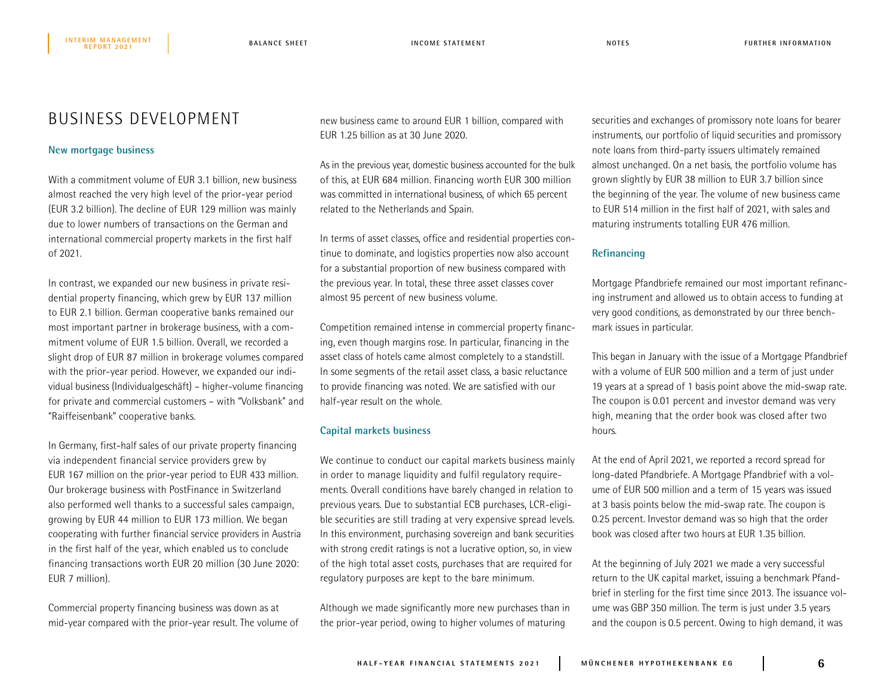# BUSINESS DEVELOPMENT

### New mortgage business

With a commitment volume of EUR 3.1 billion, new business almost reached the very high level of the prior-year period (EUR 3.2 billion). The decline of EUR 129 million was mainly due to lower numbers of transactions on the German and international commercial property markets in the first half of 2021.

In contrast, we expanded our new business in private residential property financing, which grew by EUR 137 million to EUR 2.1 billion. German cooperative banks remained our most important partner in brokerage business, with a commitment volume of EUR 1.5 billion. Overall, we recorded a slight drop of EUR 87 million in brokerage volumes compared with the prior-year period. However, we expanded our individual business (Individualgeschäft) – higher-volume financing for private and commercial customers – with "Volksbank" and "Raiffeisenbank" cooperative banks.

In Germany, first-half sales of our private property financing via independent financial service providers grew by EUR 167 million on the prior-year period to EUR 433 million. Our brokerage business with PostFinance in Switzerland also performed well thanks to a successful sales campaign, growing by EUR 44 million to EUR 173 million. We began cooperating with further financial service providers in Austria in the first half of the year, which enabled us to conclude financing transactions worth EUR 20 million (30 June 2020: EUR 7 million).

Commercial property financing business was down as at mid-year compared with the prior-year result. The volume of new business came to around EUR 1 billion, compared with EUR 1.25 billion as at 30 June 2020.

As in the previous year, domestic business accounted for the bulk of this, at EUR 684 million. Financing worth EUR 300 million was committed in international business, of which 65 percent related to the Netherlands and Spain.

In terms of asset classes, office and residential properties continue to dominate, and logistics properties now also account for a substantial proportion of new business compared with the previous year. In total, these three asset classes cover almost 95 percent of new business volume.

Competition remained intense in commercial property financing, even though margins rose. In particular, financing in the asset class of hotels came almost completely to a standstill. In some segments of the retail asset class, a basic reluctance to provide financing was noted. We are satisfied with our half-year result on the whole.

### Capital markets business

We continue to conduct our capital markets business mainly in order to manage liquidity and fulfil regulatory requirements. Overall conditions have barely changed in relation to previous years. Due to substantial ECB purchases, LCR-eligible securities are still trading at very expensive spread levels. In this environment, purchasing sovereign and bank securities with strong credit ratings is not a lucrative option, so, in view of the high total asset costs, purchases that are required for regulatory purposes are kept to the bare minimum.

Although we made significantly more new purchases than in the prior-year period, owing to higher volumes of maturing securities and exchanges of promissory note loans for bearer instruments, our portfolio of liquid securities and promissory note loans from third-party issuers ultimately remained almost unchanged. On a net basis, the portfolio volume has grown slightly by EUR 38 million to EUR 3.7 billion since the beginning of the year. The volume of new business came to EUR 514 million in the first half of 2021, with sales and maturing instruments totalling EUR 476 million.

### Refinancing

Mortgage Pfandbriefe remained our most important refinancing instrument and allowed us to obtain access to funding at very good conditions, as demonstrated by our three benchmark issues in particular.

This began in January with the issue of a Mortgage Pfandbrief with a volume of EUR 500 million and a term of just under 19 years at a spread of 1 basis point above the mid-swap rate. The coupon is 0.01 percent and investor demand was very high, meaning that the order book was closed after two hours.

At the end of April 2021, we reported a record spread for long-dated Pfandbriefe. A Mortgage Pfandbrief with a volume of EUR 500 million and a term of 15 years was issued at 3 basis points below the mid-swap rate. The coupon is 0.25 percent. Investor demand was so high that the order book was closed after two hours at EUR 1.35 billion.

At the beginning of July 2021 we made a very successful return to the UK capital market, issuing a benchmark Pfandbrief in sterling for the first time since 2013. The issuance volume was GBP 350 million. The term is just under 3.5 years and the coupon is 0.5 percent. Owing to high demand, it was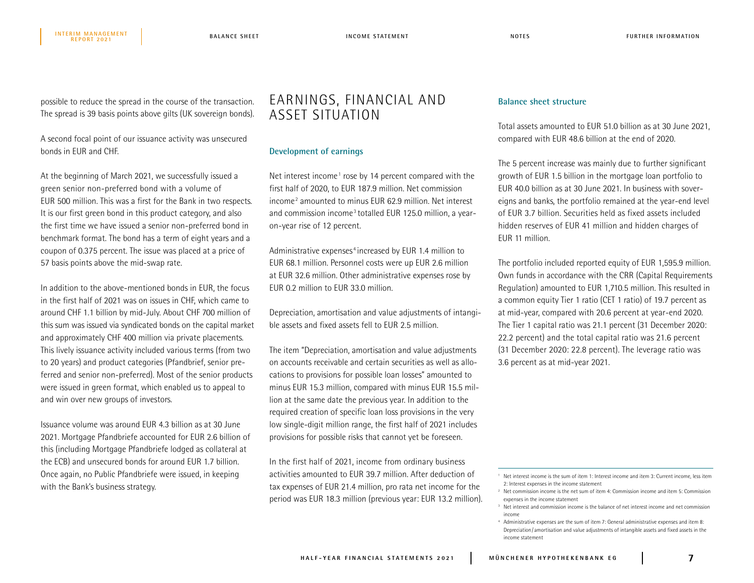possible to reduce the spread in the course of the transaction. The spread is 39 basis points above gilts (UK sovereign bonds).

A second focal point of our issuance activity was unsecured bonds in EUR and CHF.

At the beginning of March 2021, we successfully issued a green senior non-preferred bond with a volume of EUR 500 million. This was a first for the Bank in two respects. It is our first green bond in this product category, and also the first time we have issued a senior non-preferred bond in benchmark format. The bond has a term of eight years and a coupon of 0.375 percent. The issue was placed at a price of 57 basis points above the mid-swap rate.

In addition to the above-mentioned bonds in EUR, the focus in the first half of 2021 was on issues in CHF, which came to around CHF 1.1 billion by mid-July. About CHF 700 million of this sum was issued via syndicated bonds on the capital market and approximately CHF 400 million via private placements. This lively issuance activity included various terms (from two to 20 years) and product categories (Pfandbrief, senior preferred and senior non-preferred). Most of the senior products were issued in green format, which enabled us to appeal to and win over new groups of investors.

Issuance volume was around EUR 4.3 billion as at 30 June 2021. Mortgage Pfandbriefe accounted for EUR 2.6 billion of this (including Mortgage Pfandbriefe lodged as collateral at the ECB) and unsecured bonds for around EUR 1.7 billion. Once again, no Public Pfandbriefe were issued, in keeping with the Bank's business strategy.

## EARNINGS, FINANCIAL AND ASSET SITUATION

### Development of earnings

Net interest income[1] rose by 14 percent compared with the first half of 2020, to EUR 187.9 million. Net commission income[2] amounted to minus EUR 62.9 million. Net interest and commission income[3] totalled EUR 125.0 million, a year-on-year rise of 12 percent.

Administrative expenses[4] increased by EUR 1.4 million to EUR 68.1 million. Personnel costs were up EUR 2.6 million at EUR 32.6 million. Other administrative expenses rose by EUR 0.2 million to EUR 33.0 million.

Depreciation, amortisation and value adjustments of intangible assets and fixed assets fell to EUR 2.5 million.

The item "Depreciation, amortisation and value adjustments on accounts receivable and certain securities as well as allocations to provisions for possible loan losses" amounted to minus EUR 15.3 million, compared with minus EUR 15.5 million at the same date the previous year. In addition to the required creation of specific loan loss provisions in the very low single-digit million range, the first half of 2021 includes provisions for possible risks that cannot yet be foreseen.

In the first half of 2021, income from ordinary business activities amounted to EUR 39.7 million. After deduction of tax expenses of EUR 21.4 million, pro rata net income for the period was EUR 18.3 million (previous year: EUR 13.2 million).

### Balance sheet structure

Total assets amounted to EUR 51.0 billion as at 30 June 2021, compared with EUR 48.6 billion at the end of 2020.

The 5 percent increase was mainly due to further significant growth of EUR 1.5 billion in the mortgage loan portfolio to EUR 40.0 billion as at 30 June 2021. In business with sovereigns and banks, the portfolio remained at the year-end level of EUR 3.7 billion. Securities held as fixed assets included hidden reserves of EUR 41 million and hidden charges of EUR 11 million.

The portfolio included reported equity of EUR 1,595.9 million. Own funds in accordance with the CRR (Capital Requirements Regulation) amounted to EUR 1,710.5 million. This resulted in a common equity Tier 1 ratio (CET 1 ratio) of 19.7 percent as at mid-year, compared with 20.6 percent at year-end 2020. The Tier 1 capital ratio was 21.1 percent (31 December 2020: 22.2 percent) and the total capital ratio was 21.6 percent (31 December 2020: 22.8 percent). The leverage ratio was 3.6 percent as at mid-year 2021.

[1] Net interest income is the sum of item 1: Interest income and item 3: Current income, less item 2: Interest expenses in the income statement

[2] Net commission income is the net sum of item 4: Commission income and item 5: Commission expenses in the income statement

[3] Net interest and commission income is the balance of net interest income and net commission income

[4] Administrative expenses are the sum of item 7: General administrative expenses and item 8: Depreciation/amortisation and value adjustments of intangible assets and fixed assets in the income statement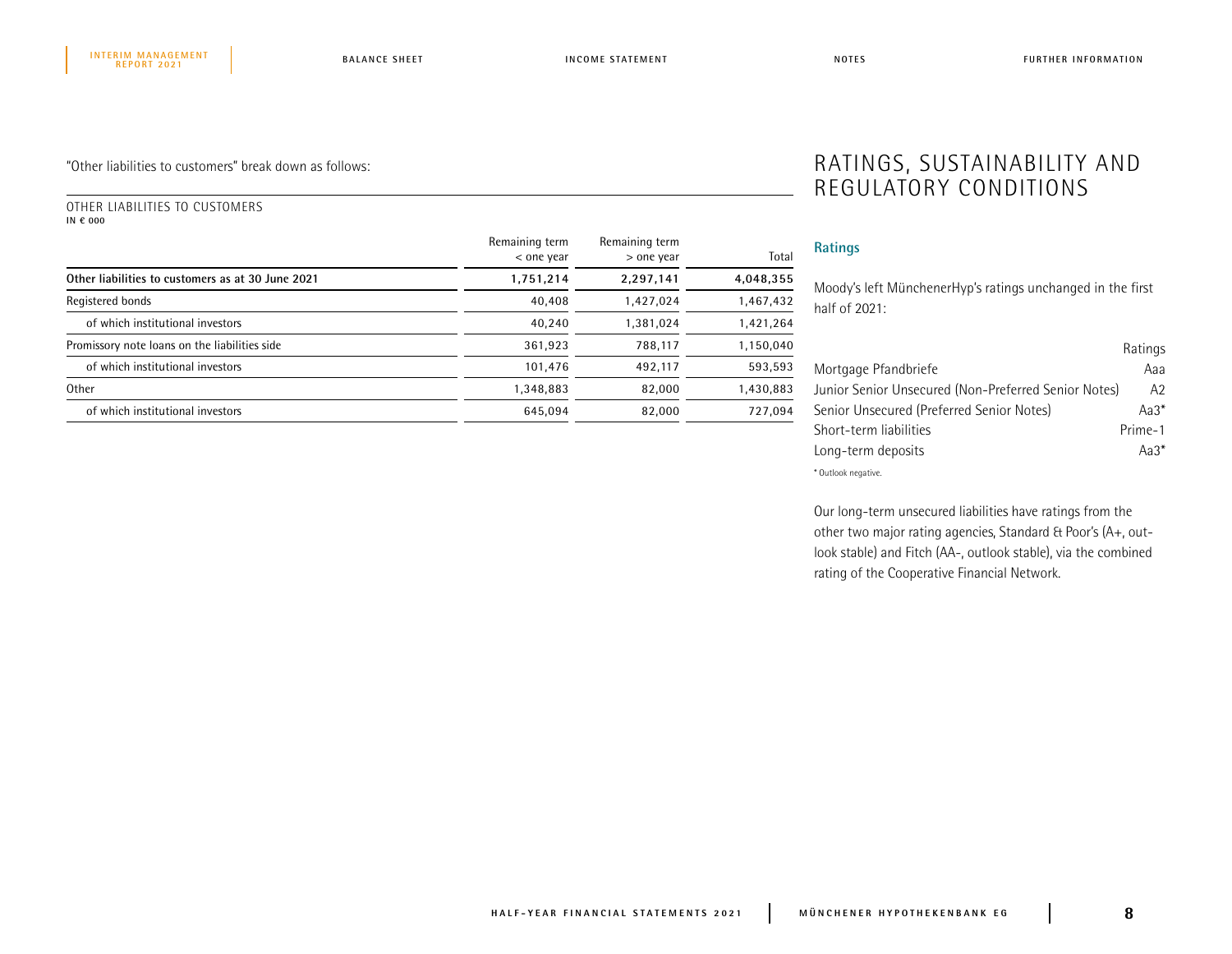"Other liabilities to customers" break down as follows:

OTHER LIABILITIES TO CUSTOMERS
IN € 000

| | Remaining term < one year | Remaining term > one year | Total |
|---|---|---|---|
| **Other liabilities to customers as at 30 June 2021** | **1,751,214** | **2,297,141** | **4,048,355** |
| Registered bonds | 40,408 | 1,427,024 | 1,467,432 |
| of which institutional investors | 40,240 | 1,381,024 | 1,421,264 |
| Promissory note loans on the liabilities side | 361,923 | 788,117 | 1,150,040 |
| of which institutional investors | 101,476 | 492,117 | 593,593 |
| Other | 1,348,883 | 82,000 | 1,430,883 |
| of which institutional investors | 645,094 | 82,000 | 727,094 |

# RATINGS, SUSTAINABILITY AND REGULATORY CONDITIONS

## Ratings

Moody's left MünchenerHyp's ratings unchanged in the first half of 2021:

| | Ratings |
|---|---|
| Mortgage Pfandbriefe | Aaa |
| Junior Senior Unsecured (Non-Preferred Senior Notes) | A2 |
| Senior Unsecured (Preferred Senior Notes) | Aa3* |
| Short-term liabilities | Prime-1 |
| Long-term deposits | Aa3* |

* Outlook negative.

Our long-term unsecured liabilities have ratings from the other two major rating agencies, Standard & Poor's (A+, outlook stable) and Fitch (AA-, outlook stable), via the combined rating of the Cooperative Financial Network.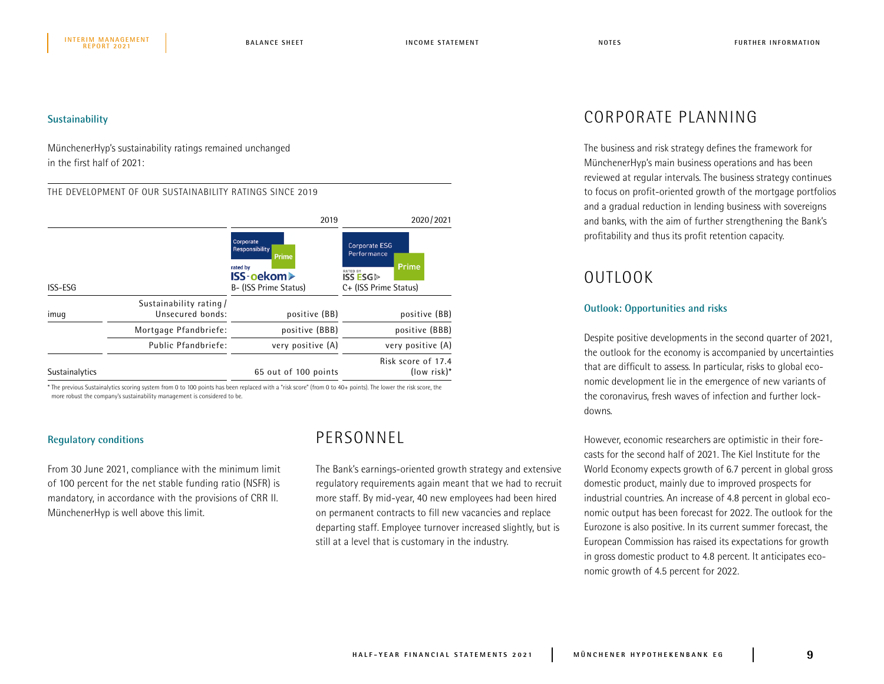### Sustainability

MünchenerHyp's sustainability ratings remained unchanged in the first half of 2021:

THE DEVELOPMENT OF OUR SUSTAINABILITY RATINGS SINCE 2019

| | | 2019 | 2020/2021 |
|---|---|---|---|
| ISS-ESG | | Corporate Responsibility Prime rated by ISS-oekom B- (ISS Prime Status) | Corporate ESG Performance Prime RATED BY ISS ESG C+ (ISS Prime Status) |
| imug | Sustainability rating/ Unsecured bonds: | positive (BB) | positive (BB) |
| | Mortgage Pfandbriefe: | positive (BBB) | positive (BBB) |
| | Public Pfandbriefe: | very positive (A) | very positive (A) |
| Sustainalytics | | 65 out of 100 points | Risk score of 17.4 (low risk)* |

* The previous Sustainalytics scoring system from 0 to 100 points has been replaced with a "risk score" (from 0 to 40+ points). The lower the risk score, the more robust the company's sustainability management is considered to be.

### Regulatory conditions

From 30 June 2021, compliance with the minimum limit of 100 percent for the net stable funding ratio (NSFR) is mandatory, in accordance with the provisions of CRR II. MünchenerHyp is well above this limit.

# PERSONNEL

The Bank's earnings-oriented growth strategy and extensive regulatory requirements again meant that we had to recruit more staff. By mid-year, 40 new employees had been hired on permanent contracts to fill new vacancies and replace departing staff. Employee turnover increased slightly, but is still at a level that is customary in the industry.

# CORPORATE PLANNING

The business and risk strategy defines the framework for MünchenerHyp's main business operations and has been reviewed at regular intervals. The business strategy continues to focus on profit-oriented growth of the mortgage portfolios and a gradual reduction in lending business with sovereigns and banks, with the aim of further strengthening the Bank's profitability and thus its profit retention capacity.

# OUTLOOK

### Outlook: Opportunities and risks

Despite positive developments in the second quarter of 2021, the outlook for the economy is accompanied by uncertainties that are difficult to assess. In particular, risks to global economic development lie in the emergence of new variants of the coronavirus, fresh waves of infection and further lockdowns.

However, economic researchers are optimistic in their forecasts for the second half of 2021. The Kiel Institute for the World Economy expects growth of 6.7 percent in global gross domestic product, mainly due to improved prospects for industrial countries. An increase of 4.8 percent in global economic output has been forecast for 2022. The outlook for the Eurozone is also positive. In its current summer forecast, the European Commission has raised its expectations for growth in gross domestic product to 4.8 percent. It anticipates economic growth of 4.5 percent for 2022.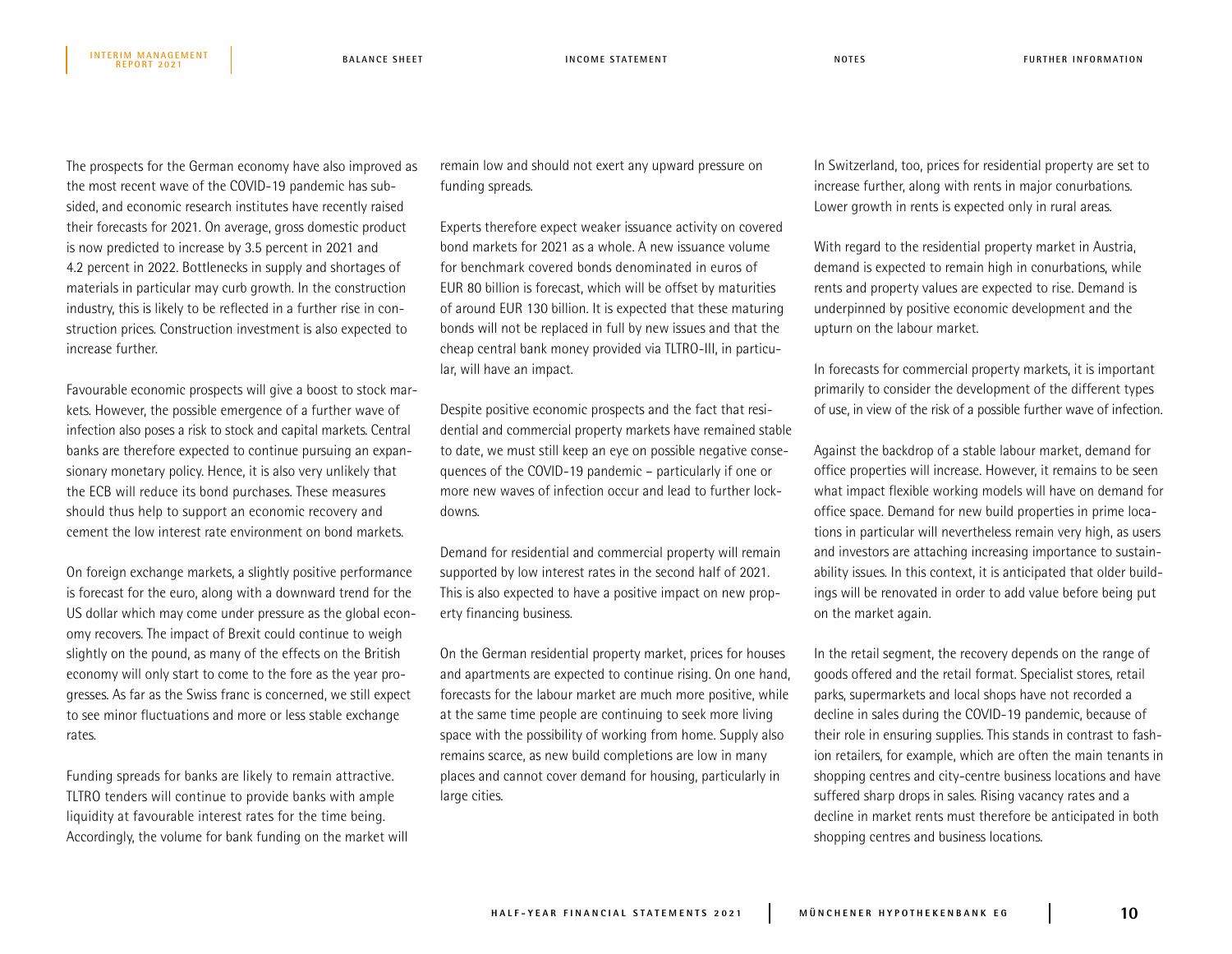The prospects for the German economy have also improved as the most recent wave of the COVID-19 pandemic has subsided, and economic research institutes have recently raised their forecasts for 2021. On average, gross domestic product is now predicted to increase by 3.5 percent in 2021 and 4.2 percent in 2022. Bottlenecks in supply and shortages of materials in particular may curb growth. In the construction industry, this is likely to be reflected in a further rise in construction prices. Construction investment is also expected to increase further.

Favourable economic prospects will give a boost to stock markets. However, the possible emergence of a further wave of infection also poses a risk to stock and capital markets. Central banks are therefore expected to continue pursuing an expansionary monetary policy. Hence, it is also very unlikely that the ECB will reduce its bond purchases. These measures should thus help to support an economic recovery and cement the low interest rate environment on bond markets.

On foreign exchange markets, a slightly positive performance is forecast for the euro, along with a downward trend for the US dollar which may come under pressure as the global economy recovers. The impact of Brexit could continue to weigh slightly on the pound, as many of the effects on the British economy will only start to come to the fore as the year progresses. As far as the Swiss franc is concerned, we still expect to see minor fluctuations and more or less stable exchange rates.

Funding spreads for banks are likely to remain attractive. TLTRO tenders will continue to provide banks with ample liquidity at favourable interest rates for the time being. Accordingly, the volume for bank funding on the market will remain low and should not exert any upward pressure on funding spreads.

Experts therefore expect weaker issuance activity on covered bond markets for 2021 as a whole. A new issuance volume for benchmark covered bonds denominated in euros of EUR 80 billion is forecast, which will be offset by maturities of around EUR 130 billion. It is expected that these maturing bonds will not be replaced in full by new issues and that the cheap central bank money provided via TLTRO-III, in particular, will have an impact.

Despite positive economic prospects and the fact that residential and commercial property markets have remained stable to date, we must still keep an eye on possible negative consequences of the COVID-19 pandemic – particularly if one or more new waves of infection occur and lead to further lockdowns.

Demand for residential and commercial property will remain supported by low interest rates in the second half of 2021. This is also expected to have a positive impact on new property financing business.

On the German residential property market, prices for houses and apartments are expected to continue rising. On one hand, forecasts for the labour market are much more positive, while at the same time people are continuing to seek more living space with the possibility of working from home. Supply also remains scarce, as new build completions are low in many places and cannot cover demand for housing, particularly in large cities.

In Switzerland, too, prices for residential property are set to increase further, along with rents in major conurbations. Lower growth in rents is expected only in rural areas.

With regard to the residential property market in Austria, demand is expected to remain high in conurbations, while rents and property values are expected to rise. Demand is underpinned by positive economic development and the upturn on the labour market.

In forecasts for commercial property markets, it is important primarily to consider the development of the different types of use, in view of the risk of a possible further wave of infection.

Against the backdrop of a stable labour market, demand for office properties will increase. However, it remains to be seen what impact flexible working models will have on demand for office space. Demand for new build properties in prime locations in particular will nevertheless remain very high, as users and investors are attaching increasing importance to sustainability issues. In this context, it is anticipated that older buildings will be renovated in order to add value before being put on the market again.

In the retail segment, the recovery depends on the range of goods offered and the retail format. Specialist stores, retail parks, supermarkets and local shops have not recorded a decline in sales during the COVID-19 pandemic, because of their role in ensuring supplies. This stands in contrast to fashion retailers, for example, which are often the main tenants in shopping centres and city-centre business locations and have suffered sharp drops in sales. Rising vacancy rates and a decline in market rents must therefore be anticipated in both shopping centres and business locations.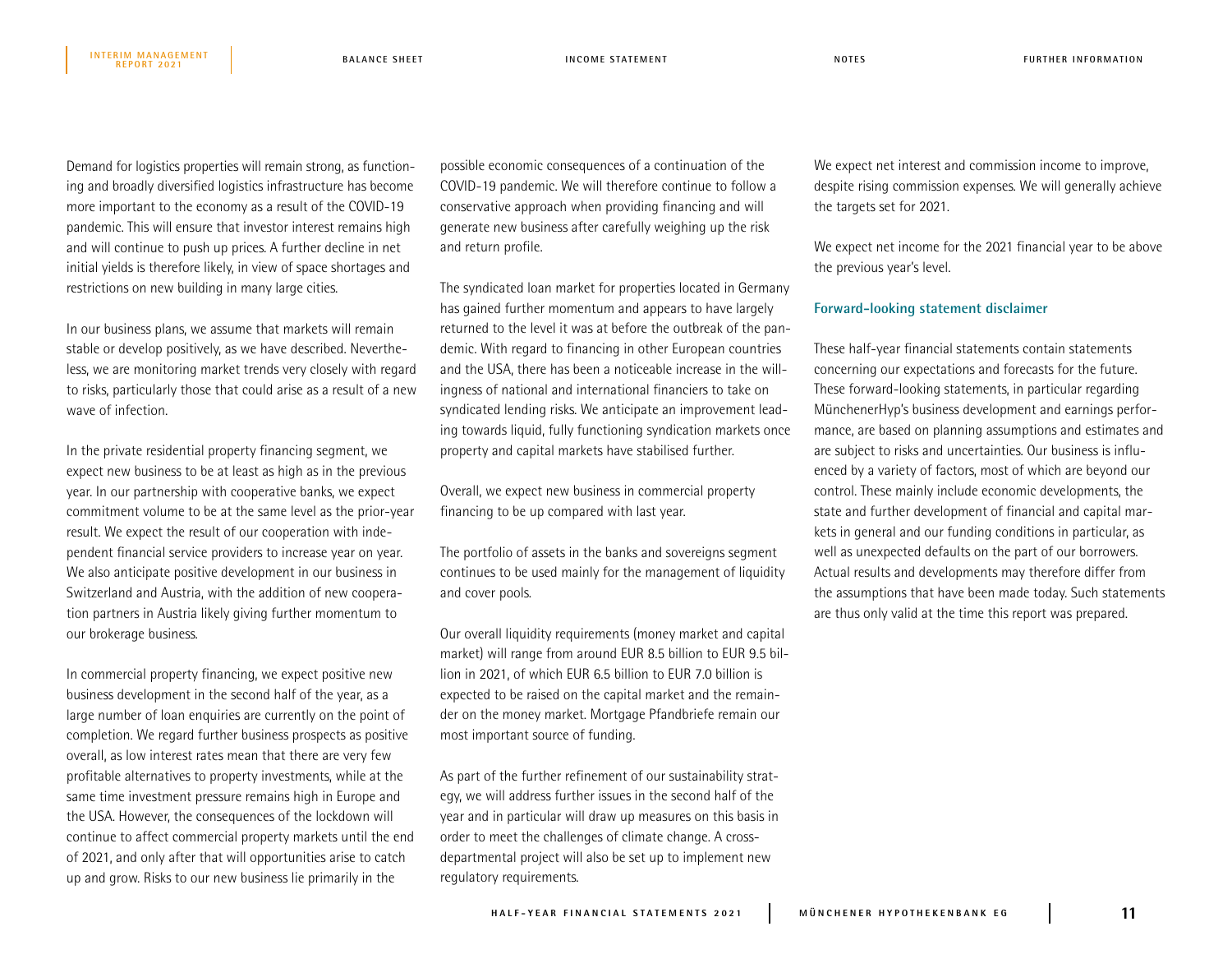Demand for logistics properties will remain strong, as functioning and broadly diversified logistics infrastructure has become more important to the economy as a result of the COVID-19 pandemic. This will ensure that investor interest remains high and will continue to push up prices. A further decline in net initial yields is therefore likely, in view of space shortages and restrictions on new building in many large cities.

In our business plans, we assume that markets will remain stable or develop positively, as we have described. Nevertheless, we are monitoring market trends very closely with regard to risks, particularly those that could arise as a result of a new wave of infection.

In the private residential property financing segment, we expect new business to be at least as high as in the previous year. In our partnership with cooperative banks, we expect commitment volume to be at the same level as the prior-year result. We expect the result of our cooperation with independent financial service providers to increase year on year. We also anticipate positive development in our business in Switzerland and Austria, with the addition of new cooperation partners in Austria likely giving further momentum to our brokerage business.

In commercial property financing, we expect positive new business development in the second half of the year, as a large number of loan enquiries are currently on the point of completion. We regard further business prospects as positive overall, as low interest rates mean that there are very few profitable alternatives to property investments, while at the same time investment pressure remains high in Europe and the USA. However, the consequences of the lockdown will continue to affect commercial property markets until the end of 2021, and only after that will opportunities arise to catch up and grow. Risks to our new business lie primarily in the possible economic consequences of a continuation of the COVID-19 pandemic. We will therefore continue to follow a conservative approach when providing financing and will generate new business after carefully weighing up the risk and return profile.

The syndicated loan market for properties located in Germany has gained further momentum and appears to have largely returned to the level it was at before the outbreak of the pandemic. With regard to financing in other European countries and the USA, there has been a noticeable increase in the willingness of national and international financiers to take on syndicated lending risks. We anticipate an improvement leading towards liquid, fully functioning syndication markets once property and capital markets have stabilised further.

Overall, we expect new business in commercial property financing to be up compared with last year.

The portfolio of assets in the banks and sovereigns segment continues to be used mainly for the management of liquidity and cover pools.

Our overall liquidity requirements (money market and capital market) will range from around EUR 8.5 billion to EUR 9.5 billion in 2021, of which EUR 6.5 billion to EUR 7.0 billion is expected to be raised on the capital market and the remainder on the money market. Mortgage Pfandbriefe remain our most important source of funding.

As part of the further refinement of our sustainability strategy, we will address further issues in the second half of the year and in particular will draw up measures on this basis in order to meet the challenges of climate change. A cross-departmental project will also be set up to implement new regulatory requirements.

We expect net interest and commission income to improve, despite rising commission expenses. We will generally achieve the targets set for 2021.

We expect net income for the 2021 financial year to be above the previous year's level.

### Forward-looking statement disclaimer

These half-year financial statements contain statements concerning our expectations and forecasts for the future. These forward-looking statements, in particular regarding MünchenerHyp's business development and earnings performance, are based on planning assumptions and estimates and are subject to risks and uncertainties. Our business is influenced by a variety of factors, most of which are beyond our control. These mainly include economic developments, the state and further development of financial and capital markets in general and our funding conditions in particular, as well as unexpected defaults on the part of our borrowers. Actual results and developments may therefore differ from the assumptions that have been made today. Such statements are thus only valid at the time this report was prepared.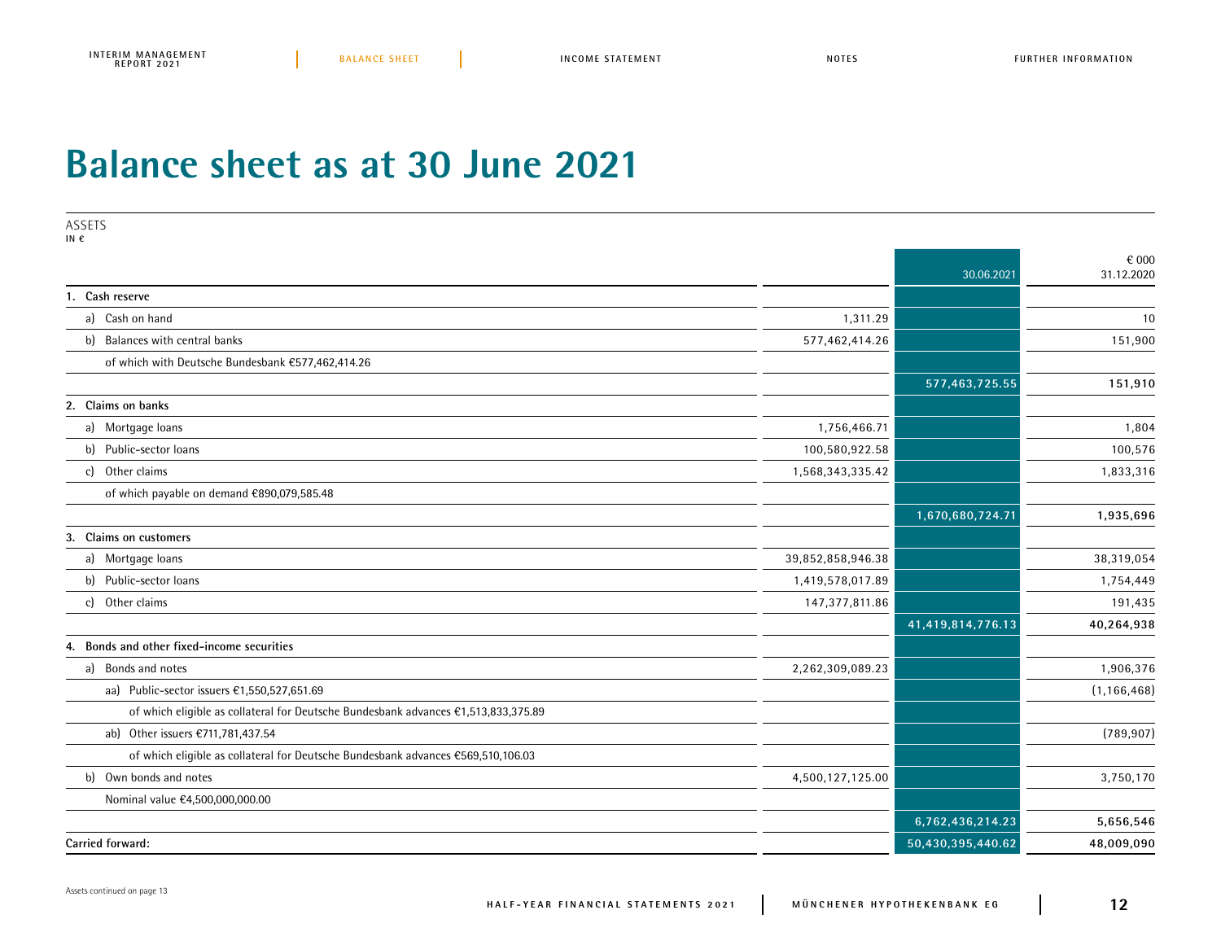# Balance sheet as at 30 June 2021

ASSETS
IN €

| | | 30.06.2021 | € 000 31.12.2020 |
|---|---|---|---|
| **1. Cash reserve** | | | |
| a) Cash on hand | 1,311.29 | | 10 |
| b) Balances with central banks | 577,462,414.26 | | 151,900 |
| of which with Deutsche Bundesbank €577,462,414.26 | | | |
| | | 577,463,725.55 | **151,910** |
| **2. Claims on banks** | | | |
| a) Mortgage loans | 1,756,466.71 | | 1,804 |
| b) Public-sector loans | 100,580,922.58 | | 100,576 |
| c) Other claims | 1,568,343,335.42 | | 1,833,316 |
| of which payable on demand €890,079,585.48 | | | |
| | | 1,670,680,724.71 | **1,935,696** |
| **3. Claims on customers** | | | |
| a) Mortgage loans | 39,852,858,946.38 | | 38,319,054 |
| b) Public-sector loans | 1,419,578,017.89 | | 1,754,449 |
| c) Other claims | 147,377,811.86 | | 191,435 |
| | | 41,419,814,776.13 | **40,264,938** |
| **4. Bonds and other fixed-income securities** | | | |
| a) Bonds and notes | 2,262,309,089.23 | | 1,906,376 |
| aa) Public-sector issuers €1,550,527,651.69 | | | (1,166,468) |
| of which eligible as collateral for Deutsche Bundesbank advances €1,513,833,375.89 | | | |
| ab) Other issuers €711,781,437.54 | | | (789,907) |
| of which eligible as collateral for Deutsche Bundesbank advances €569,510,106.03 | | | |
| b) Own bonds and notes | 4,500,127,125.00 | | 3,750,170 |
| Nominal value €4,500,000,000.00 | | | |
| | | 6,762,436,214.23 | **5,656,546** |
| **Carried forward:** | | 50,430,395,440.62 | **48,009,090** |

Assets continued on page 13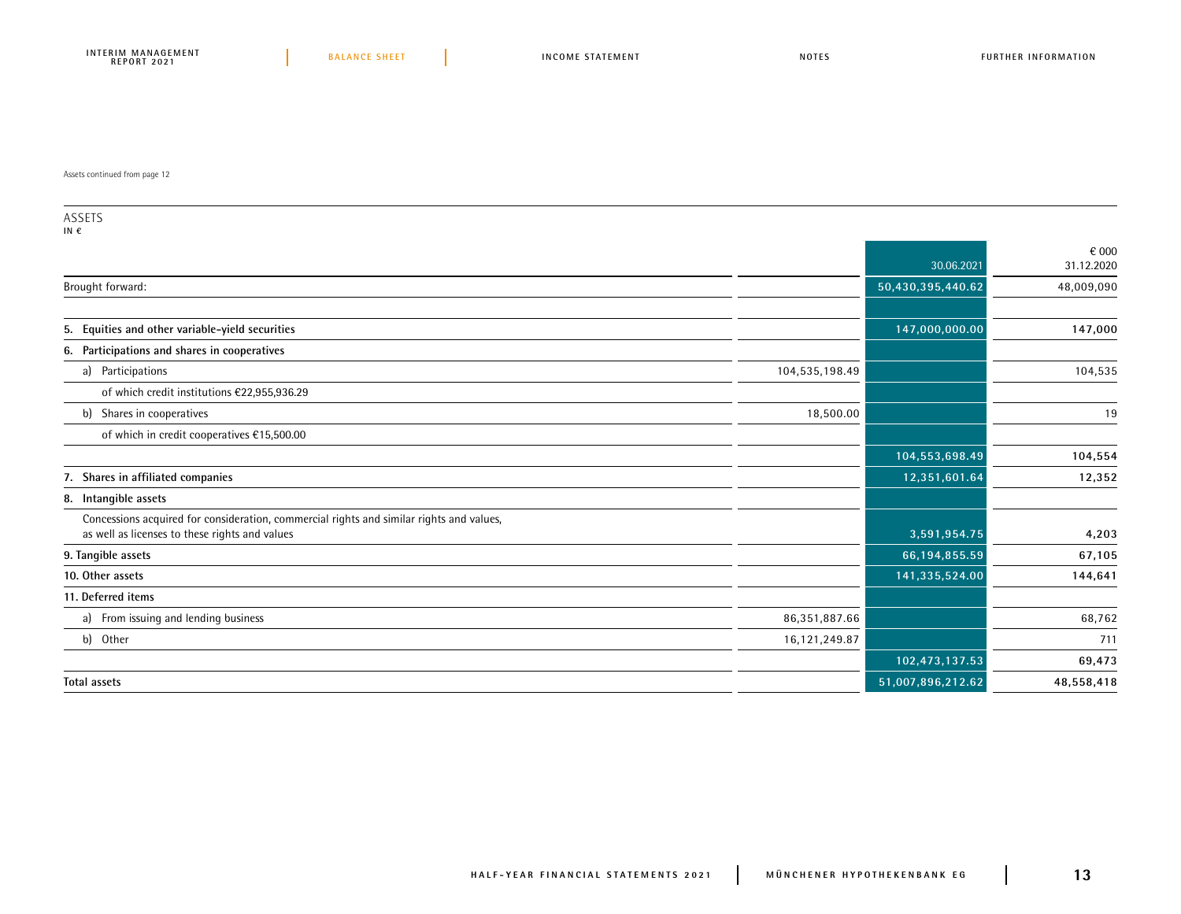Assets continued from page 12

## ASSETS

IN €

| | | 30.06.2021 | € 000 31.12.2020 |
|---|---|---|---|
| Brought forward: | | 50,430,395,440.62 | 48,009,090 |
| | | | |
| **5. Equities and other variable-yield securities** | | 147,000,000.00 | 147,000 |
| **6. Participations and shares in cooperatives** | | | |
| a) Participations | 104,535,198.49 | | 104,535 |
| of which credit institutions €22,955,936.29 | | | |
| b) Shares in cooperatives | 18,500.00 | | 19 |
| of which in credit cooperatives €15,500.00 | | | |
| | | 104,553,698.49 | 104,554 |
| **7. Shares in affiliated companies** | | 12,351,601.64 | 12,352 |
| **8. Intangible assets** | | | |
| Concessions acquired for consideration, commercial rights and similar rights and values, as well as licenses to these rights and values | | 3,591,954.75 | 4,203 |
| **9. Tangible assets** | | 66,194,855.59 | 67,105 |
| **10. Other assets** | | 141,335,524.00 | 144,641 |
| **11. Deferred items** | | | |
| a) From issuing and lending business | 86,351,887.66 | | 68,762 |
| b) Other | 16,121,249.87 | | 711 |
| | | 102,473,137.53 | 69,473 |
| **Total assets** | | 51,007,896,212.62 | 48,558,418 |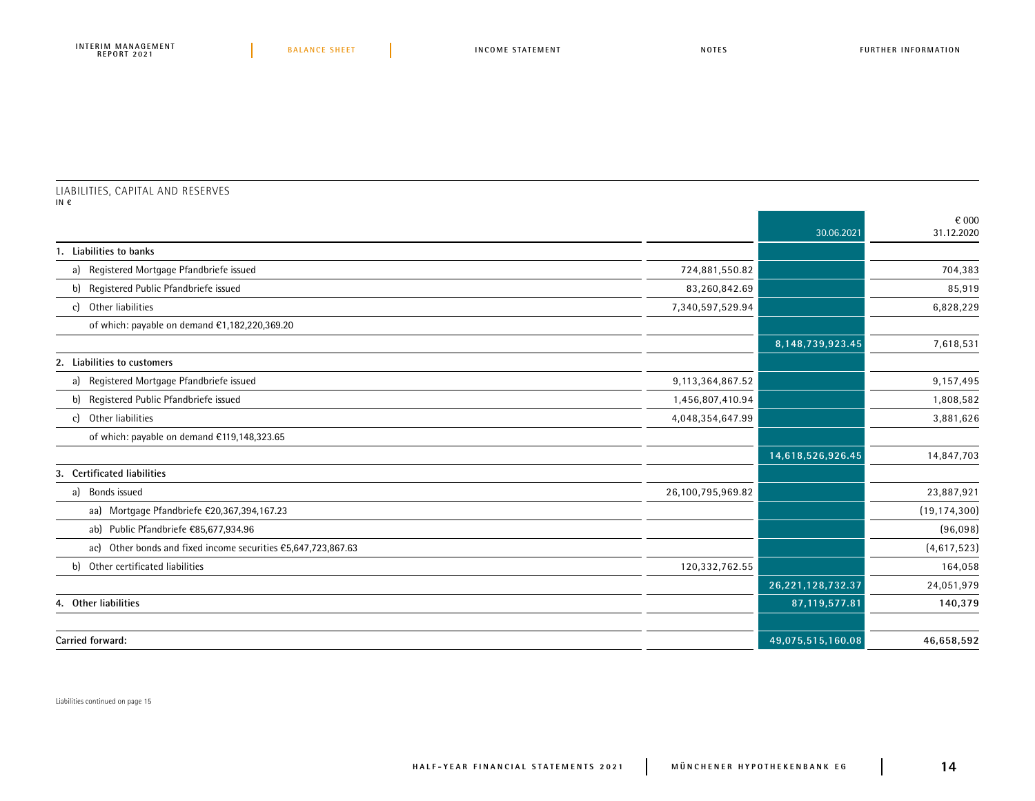## LIABILITIES, CAPITAL AND RESERVES

**IN €**

| | | 30.06.2021 | € 000<br>31.12.2020 |
|---|---|---|---|
| **1. Liabilities to banks** | | | |
| a) Registered Mortgage Pfandbriefe issued | 724,881,550.82 | | 704,383 |
| b) Registered Public Pfandbriefe issued | 83,260,842.69 | | 85,919 |
| c) Other liabilities | 7,340,597,529.94 | | 6,828,229 |
| of which: payable on demand €1,182,220,369.20 | | | |
| | | 8,148,739,923.45 | 7,618,531 |
| **2. Liabilities to customers** | | | |
| a) Registered Mortgage Pfandbriefe issued | 9,113,364,867.52 | | 9,157,495 |
| b) Registered Public Pfandbriefe issued | 1,456,807,410.94 | | 1,808,582 |
| c) Other liabilities | 4,048,354,647.99 | | 3,881,626 |
| of which: payable on demand €119,148,323.65 | | | |
| | | 14,618,526,926.45 | 14,847,703 |
| **3. Certificated liabilities** | | | |
| a) Bonds issued | 26,100,795,969.82 | | 23,887,921 |
| aa) Mortgage Pfandbriefe €20,367,394,167.23 | | | (19,174,300) |
| ab) Public Pfandbriefe €85,677,934.96 | | | (96,098) |
| ac) Other bonds and fixed income securities €5,647,723,867.63 | | | (4,617,523) |
| b) Other certificated liabilities | 120,332,762.55 | | 164,058 |
| | | 26,221,128,732.37 | 24,051,979 |
| **4. Other liabilities** | | 87,119,577.81 | **140,379** |
| | | | |
| **Carried forward:** | | 49,075,515,160.08 | **46,658,592** |

Liabilities continued on page 15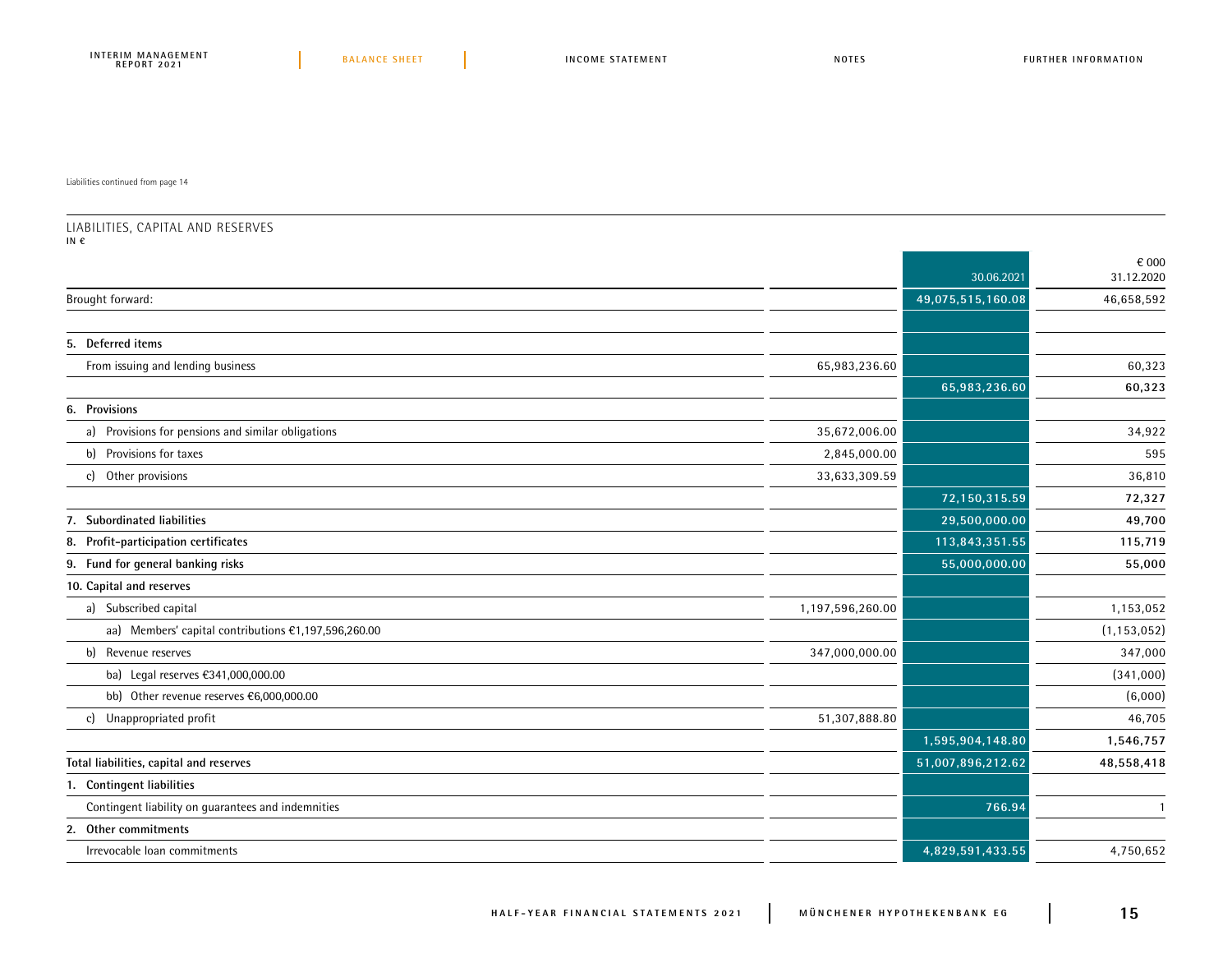Liabilities continued from page 14

## LIABILITIES, CAPITAL AND RESERVES

**IN €**

| | | 30.06.2021 | € 000 31.12.2020 |
|---|---|---|---|
| Brought forward: | | 49,075,515,160.08 | 46,658,592 |
| **5. Deferred items** | | | |
| From issuing and lending business | 65,983,236.60 | | 60,323 |
| | | 65,983,236.60 | **60,323** |
| **6. Provisions** | | | |
| a) Provisions for pensions and similar obligations | 35,672,006.00 | | 34,922 |
| b) Provisions for taxes | 2,845,000.00 | | 595 |
| c) Other provisions | 33,633,309.59 | | 36,810 |
| | | 72,150,315.59 | **72,327** |
| **7. Subordinated liabilities** | | 29,500,000.00 | **49,700** |
| **8. Profit-participation certificates** | | 113,843,351.55 | **115,719** |
| **9. Fund for general banking risks** | | 55,000,000.00 | **55,000** |
| **10. Capital and reserves** | | | |
| a) Subscribed capital | 1,197,596,260.00 | | 1,153,052 |
| aa) Members' capital contributions €1,197,596,260.00 | | | (1,153,052) |
| b) Revenue reserves | 347,000,000.00 | | 347,000 |
| ba) Legal reserves €341,000,000.00 | | | (341,000) |
| bb) Other revenue reserves €6,000,000.00 | | | (6,000) |
| c) Unappropriated profit | 51,307,888.80 | | 46,705 |
| | | 1,595,904,148.80 | **1,546,757** |
| **Total liabilities, capital and reserves** | | 51,007,896,212.62 | **48,558,418** |
| **1. Contingent liabilities** | | | |
| Contingent liability on guarantees and indemnities | | 766.94 | 1 |
| **2. Other commitments** | | | |
| Irrevocable loan commitments | | 4,829,591,433.55 | 4,750,652 |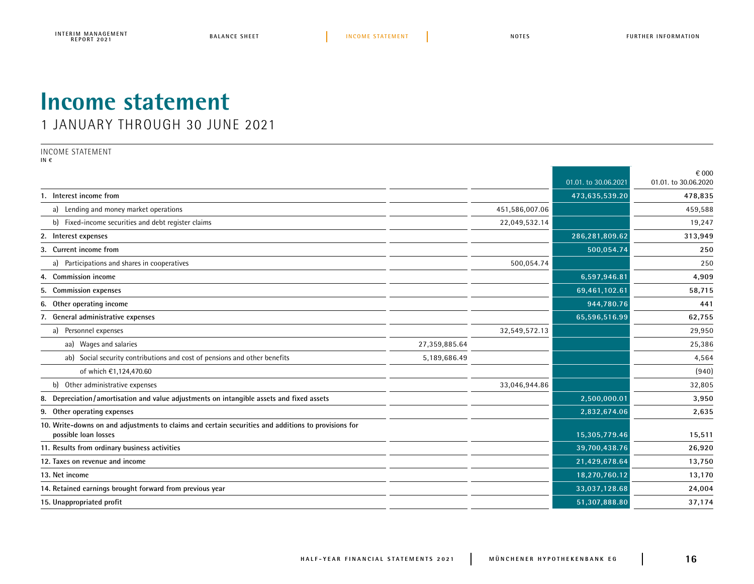# Income statement

1 JANUARY THROUGH 30 JUNE 2021

INCOME STATEMENT
IN €

| | | | 01.01. to 30.06.2021 | € 000<br>01.01. to 30.06.2020 |
|---|---|---|---|---|
| **1. Interest income from** | | | **473,635,539.20** | **478,835** |
| a) Lending and money market operations | | 451,586,007.06 | | 459,588 |
| b) Fixed-income securities and debt register claims | | 22,049,532.14 | | 19,247 |
| **2. Interest expenses** | | | **286,281,809.62** | **313,949** |
| **3. Current income from** | | | **500,054.74** | **250** |
| a) Participations and shares in cooperatives | | 500,054.74 | | 250 |
| **4. Commission income** | | | **6,597,946.81** | **4,909** |
| **5. Commission expenses** | | | **69,461,102.61** | **58,715** |
| **6. Other operating income** | | | **944,780.76** | **441** |
| **7. General administrative expenses** | | | **65,596,516.99** | **62,755** |
| a) Personnel expenses | | 32,549,572.13 | | 29,950 |
| aa) Wages and salaries | 27,359,885.64 | | | 25,386 |
| ab) Social security contributions and cost of pensions and other benefits | 5,189,686.49 | | | 4,564 |
| of which €1,124,470.60 | | | | (940) |
| b) Other administrative expenses | | 33,046,944.86 | | 32,805 |
| **8. Depreciation/amortisation and value adjustments on intangible assets and fixed assets** | | | **2,500,000.01** | **3,950** |
| **9. Other operating expenses** | | | **2,832,674.06** | **2,635** |
| **10. Write-downs on and adjustments to claims and certain securities and additions to provisions for possible loan losses** | | | **15,305,779.46** | **15,511** |
| **11. Results from ordinary business activities** | | | **39,700,438.76** | **26,920** |
| **12. Taxes on revenue and income** | | | **21,429,678.64** | **13,750** |
| **13. Net income** | | | **18,270,760.12** | **13,170** |
| **14. Retained earnings brought forward from previous year** | | | **33,037,128.68** | **24,004** |
| **15. Unappropriated profit** | | | **51,307,888.80** | **37,174** |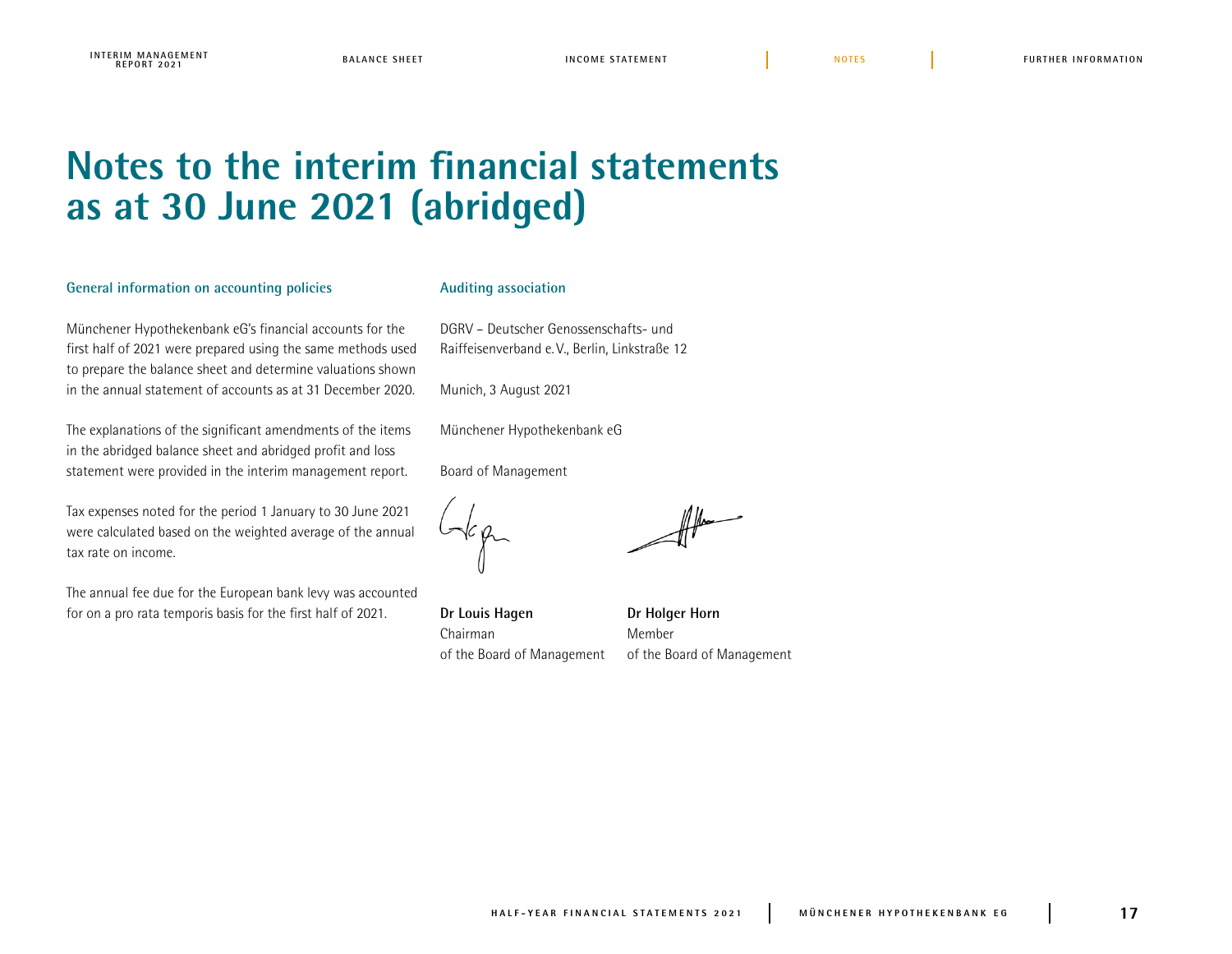# Notes to the interim financial statements as at 30 June 2021 (abridged)

### General information on accounting policies

Münchener Hypothekenbank eG's financial accounts for the first half of 2021 were prepared using the same methods used to prepare the balance sheet and determine valuations shown in the annual statement of accounts as at 31 December 2020.

The explanations of the significant amendments of the items in the abridged balance sheet and abridged profit and loss statement were provided in the interim management report.

Tax expenses noted for the period 1 January to 30 June 2021 were calculated based on the weighted average of the annual tax rate on income.

The annual fee due for the European bank levy was accounted for on a pro rata temporis basis for the first half of 2021.

### Auditing association

DGRV – Deutscher Genossenschafts- und Raiffeisenverband e.V., Berlin, Linkstraße 12

Munich, 3 August 2021

Münchener Hypothekenbank eG

Board of Management

**Dr Louis Hagen**
Chairman
of the Board of Management

**Dr Holger Horn**
Member
of the Board of Management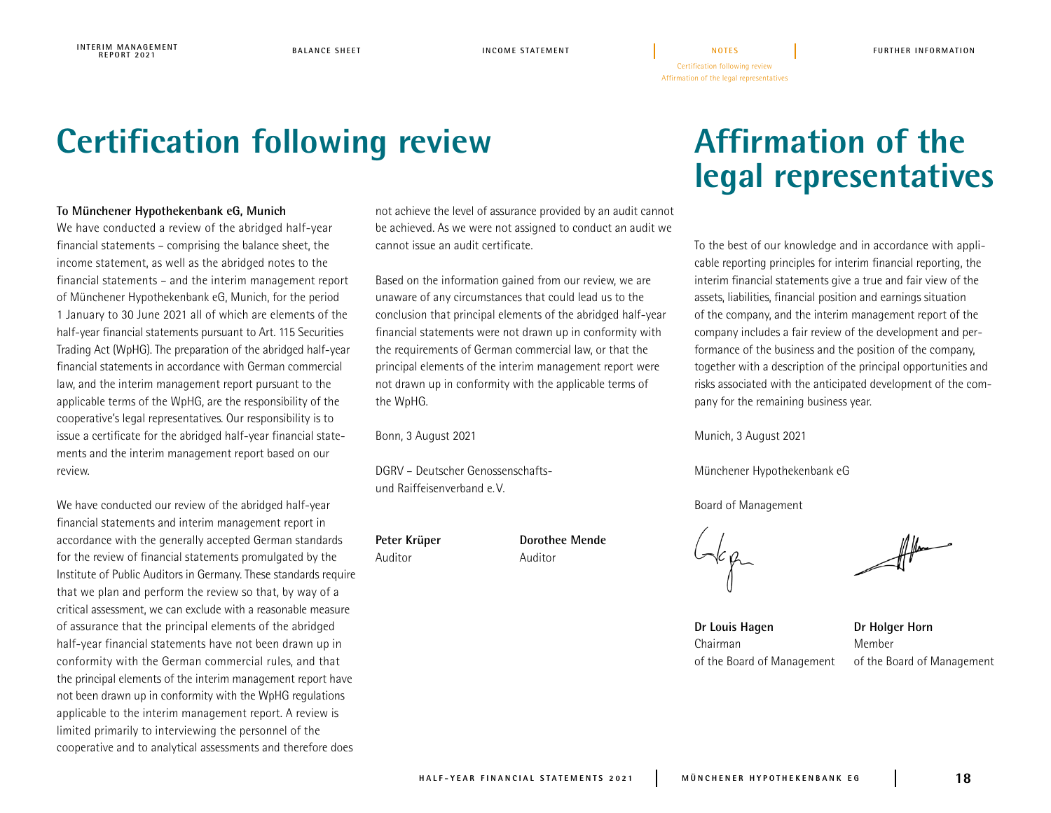# Certification following review

**To Münchener Hypothekenbank eG, Munich**

We have conducted a review of the abridged half-year financial statements – comprising the balance sheet, the income statement, as well as the abridged notes to the financial statements – and the interim management report of Münchener Hypothekenbank eG, Munich, for the period 1 January to 30 June 2021 all of which are elements of the half-year financial statements pursuant to Art. 115 Securities Trading Act (WpHG). The preparation of the abridged half-year financial statements in accordance with German commercial law, and the interim management report pursuant to the applicable terms of the WpHG, are the responsibility of the cooperative's legal representatives. Our responsibility is to issue a certificate for the abridged half-year financial statements and the interim management report based on our review.

We have conducted our review of the abridged half-year financial statements and interim management report in accordance with the generally accepted German standards for the review of financial statements promulgated by the Institute of Public Auditors in Germany. These standards require that we plan and perform the review so that, by way of a critical assessment, we can exclude with a reasonable measure of assurance that the principal elements of the abridged half-year financial statements have not been drawn up in conformity with the German commercial rules, and that the principal elements of the interim management report have not been drawn up in conformity with the WpHG regulations applicable to the interim management report. A review is limited primarily to interviewing the personnel of the cooperative and to analytical assessments and therefore does not achieve the level of assurance provided by an audit cannot be achieved. As we were not assigned to conduct an audit we cannot issue an audit certificate.

Based on the information gained from our review, we are unaware of any circumstances that could lead us to the conclusion that principal elements of the abridged half-year financial statements were not drawn up in conformity with the requirements of German commercial law, or that the principal elements of the interim management report were not drawn up in conformity with the applicable terms of the WpHG.

Bonn, 3 August 2021

DGRV – Deutscher Genossenschafts- und Raiffeisenverband e.V.

**Peter Krüper**
Auditor

**Dorothee Mende**
Auditor

# Affirmation of the legal representatives

To the best of our knowledge and in accordance with applicable reporting principles for interim financial reporting, the interim financial statements give a true and fair view of the assets, liabilities, financial position and earnings situation of the company, and the interim management report of the company includes a fair review of the development and performance of the business and the position of the company, together with a description of the principal opportunities and risks associated with the anticipated development of the company for the remaining business year.

Munich, 3 August 2021

Münchener Hypothekenbank eG

Board of Management

**Dr Louis Hagen**
Chairman
of the Board of Management

**Dr Holger Horn**
Member
of the Board of Management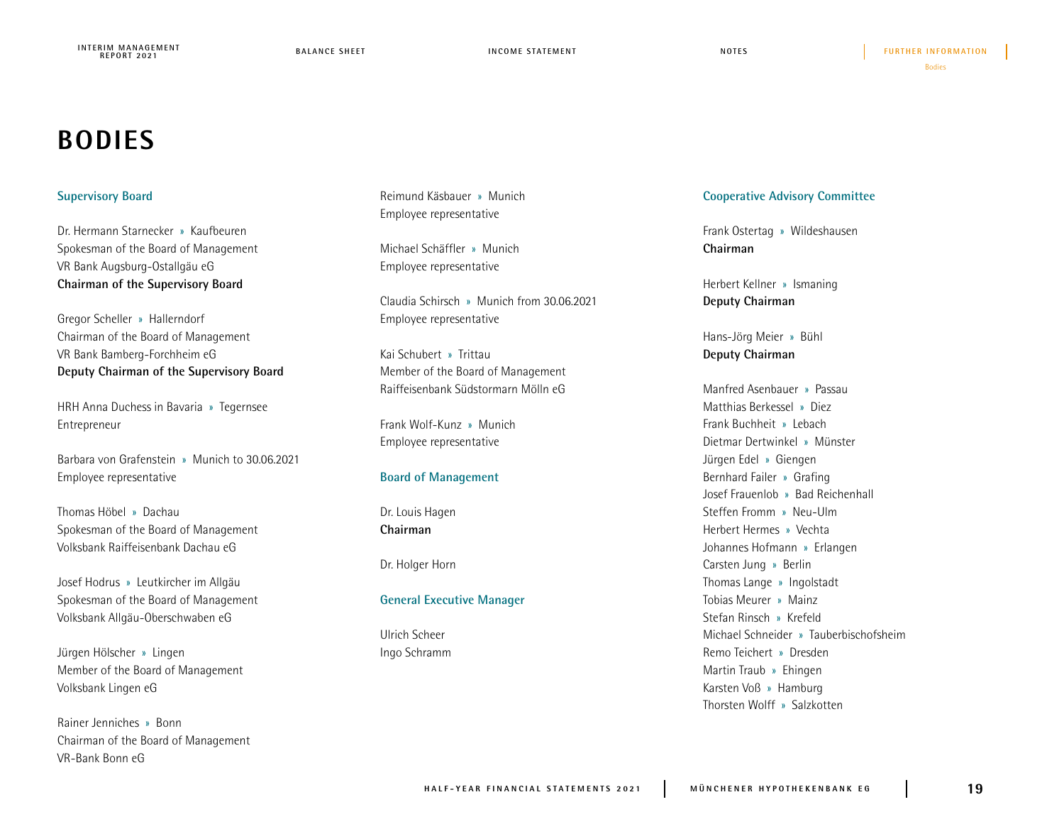# BODIES

## Supervisory Board

Dr. Hermann Starnecker » Kaufbeuren
Spokesman of the Board of Management
VR Bank Augsburg-Ostallgäu eG
**Chairman of the Supervisory Board**

Gregor Scheller » Hallerndorf
Chairman of the Board of Management
VR Bank Bamberg-Forchheim eG
**Deputy Chairman of the Supervisory Board**

HRH Anna Duchess in Bavaria » Tegernsee
Entrepreneur

Barbara von Grafenstein » Munich to 30.06.2021
Employee representative

Thomas Höbel » Dachau
Spokesman of the Board of Management
Volksbank Raiffeisenbank Dachau eG

Josef Hodrus » Leutkircher im Allgäu
Spokesman of the Board of Management
Volksbank Allgäu-Oberschwaben eG

Jürgen Hölscher » Lingen
Member of the Board of Management
Volksbank Lingen eG

Rainer Jenniches » Bonn
Chairman of the Board of Management
VR-Bank Bonn eG

Reimund Käsbauer » Munich
Employee representative

Michael Schäffler » Munich
Employee representative

Claudia Schirsch » Munich from 30.06.2021
Employee representative

Kai Schubert » Trittau
Member of the Board of Management
Raiffeisenbank Südstormarn Mölln eG

Frank Wolf-Kunz » Munich
Employee representative

## Board of Management

Dr. Louis Hagen
**Chairman**

Dr. Holger Horn

## General Executive Manager

Ulrich Scheer
Ingo Schramm

## Cooperative Advisory Committee

Frank Ostertag » Wildeshausen
**Chairman**

Herbert Kellner » Ismaning
**Deputy Chairman**

Hans-Jörg Meier » Bühl
**Deputy Chairman**

Manfred Asenbauer » Passau
Matthias Berkessel » Diez
Frank Buchheit » Lebach
Dietmar Dertwinkel » Münster
Jürgen Edel » Giengen
Bernhard Failer » Grafing
Josef Frauenlob » Bad Reichenhall
Steffen Fromm » Neu-Ulm
Herbert Hermes » Vechta
Johannes Hofmann » Erlangen
Carsten Jung » Berlin
Thomas Lange » Ingolstadt
Tobias Meurer » Mainz
Stefan Rinsch » Krefeld
Michael Schneider » Tauberbischofsheim
Remo Teichert » Dresden
Martin Traub » Ehingen
Karsten Voß » Hamburg
Thorsten Wolff » Salzkotten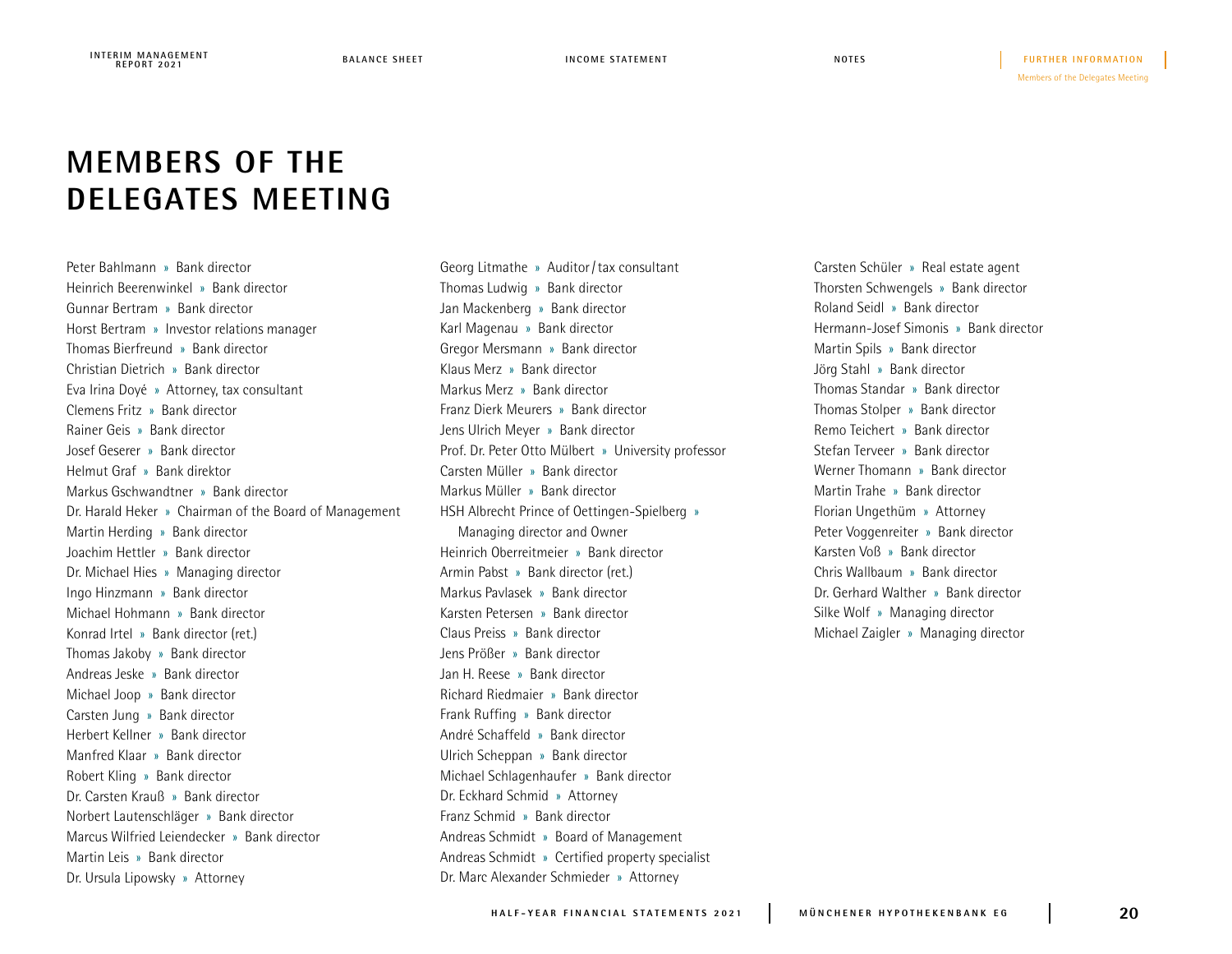# MEMBERS OF THE DELEGATES MEETING

Peter Bahlmann » Bank director
Heinrich Beerenwinkel » Bank director
Gunnar Bertram » Bank director
Horst Bertram » Investor relations manager
Thomas Bierfreund » Bank director
Christian Dietrich » Bank director
Eva Irina Doyé » Attorney, tax consultant
Clemens Fritz » Bank director
Rainer Geis » Bank director
Josef Geserer » Bank director
Helmut Graf » Bank direktor
Markus Gschwandtner » Bank director
Dr. Harald Heker » Chairman of the Board of Management
Martin Herding » Bank director
Joachim Hettler » Bank director
Dr. Michael Hies » Managing director
Ingo Hinzmann » Bank director
Michael Hohmann » Bank director
Konrad Irtel » Bank director (ret.)
Thomas Jakoby » Bank director
Andreas Jeske » Bank director
Michael Joop » Bank director
Carsten Jung » Bank director
Herbert Kellner » Bank director
Manfred Klaar » Bank director
Robert Kling » Bank director
Dr. Carsten Krauß » Bank director
Norbert Lautenschläger » Bank director
Marcus Wilfried Leiendecker » Bank director
Martin Leis » Bank director
Dr. Ursula Lipowsky » Attorney
Georg Litmathe » Auditor / tax consultant
Thomas Ludwig » Bank director
Jan Mackenberg » Bank director
Karl Magenau » Bank director
Gregor Mersmann » Bank director
Klaus Merz » Bank director
Markus Merz » Bank director
Franz Dierk Meurers » Bank director
Jens Ulrich Meyer » Bank director
Prof. Dr. Peter Otto Mülbert » University professor
Carsten Müller » Bank director
Markus Müller » Bank director
HSH Albrecht Prince of Oettingen-Spielberg » Managing director and Owner
Heinrich Oberreitmeier » Bank director
Armin Pabst » Bank director (ret.)
Markus Pavlasek » Bank director
Karsten Petersen » Bank director
Claus Preiss » Bank director
Jens Prößer » Bank director
Jan H. Reese » Bank director
Richard Riedmaier » Bank director
Frank Ruffing » Bank director
André Schaffeld » Bank director
Ulrich Scheppan » Bank director
Michael Schlagenhaufer » Bank director
Dr. Eckhard Schmid » Attorney
Franz Schmid » Bank director
Andreas Schmidt » Board of Management
Andreas Schmidt » Certified property specialist
Dr. Marc Alexander Schmieder » Attorney
Carsten Schüler » Real estate agent
Thorsten Schwengels » Bank director
Roland Seidl » Bank director
Hermann-Josef Simonis » Bank director
Martin Spils » Bank director
Jörg Stahl » Bank director
Thomas Standar » Bank director
Thomas Stolper » Bank director
Remo Teichert » Bank director
Stefan Terveer » Bank director
Werner Thomann » Bank director
Martin Trahe » Bank director
Florian Ungethüm » Attorney
Peter Voggenreiter » Bank director
Karsten Voß » Bank director
Chris Wallbaum » Bank director
Dr. Gerhard Walther » Bank director
Silke Wolf » Managing director
Michael Zaigler » Managing director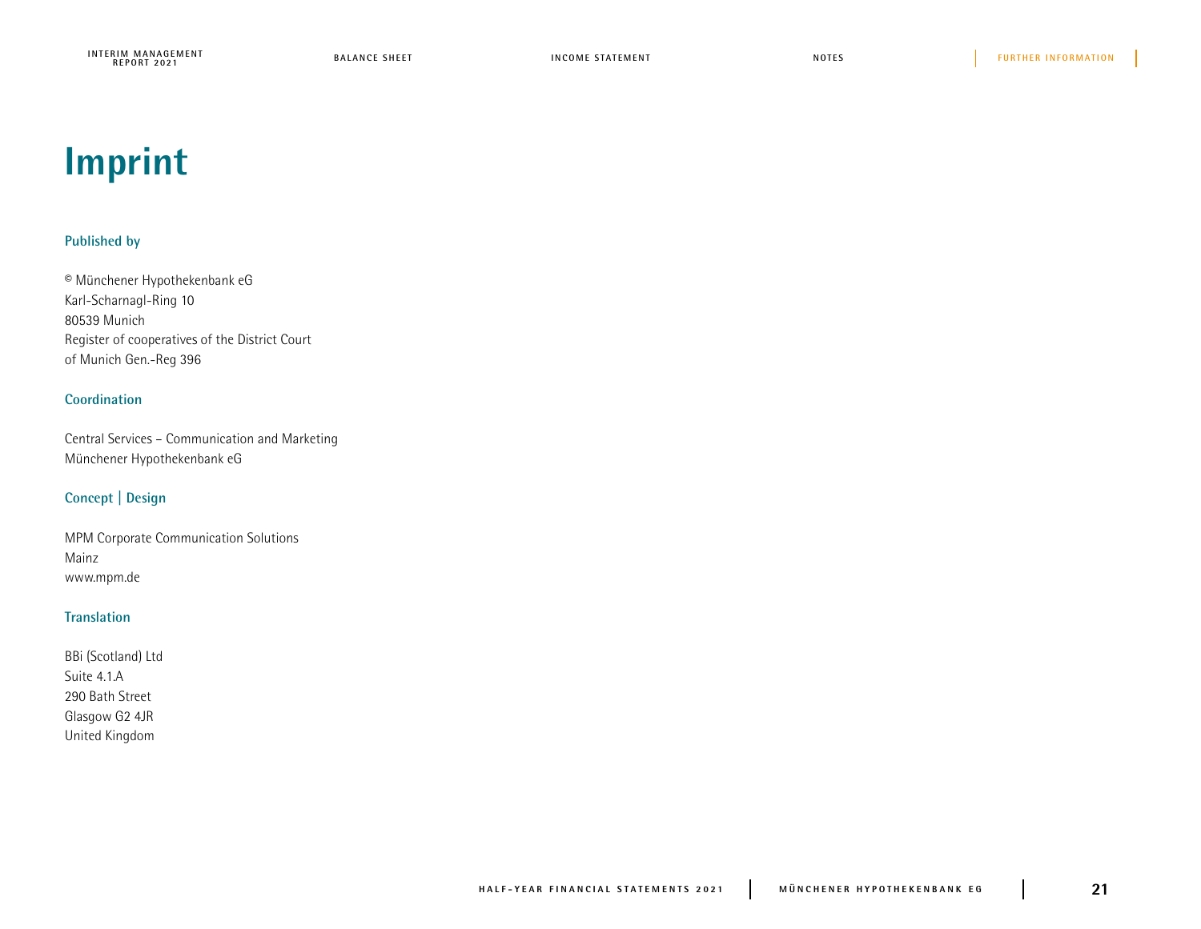# Imprint

### Published by

© Münchener Hypothekenbank eG
Karl-Scharnagl-Ring 10
80539 Munich
Register of cooperatives of the District Court
of Munich Gen.-Reg 396

### Coordination

Central Services – Communication and Marketing
Münchener Hypothekenbank eG

### Concept | Design

MPM Corporate Communication Solutions
Mainz
www.mpm.de

### Translation

BBi (Scotland) Ltd
Suite 4.1.A
290 Bath Street
Glasgow G2 4JR
United Kingdom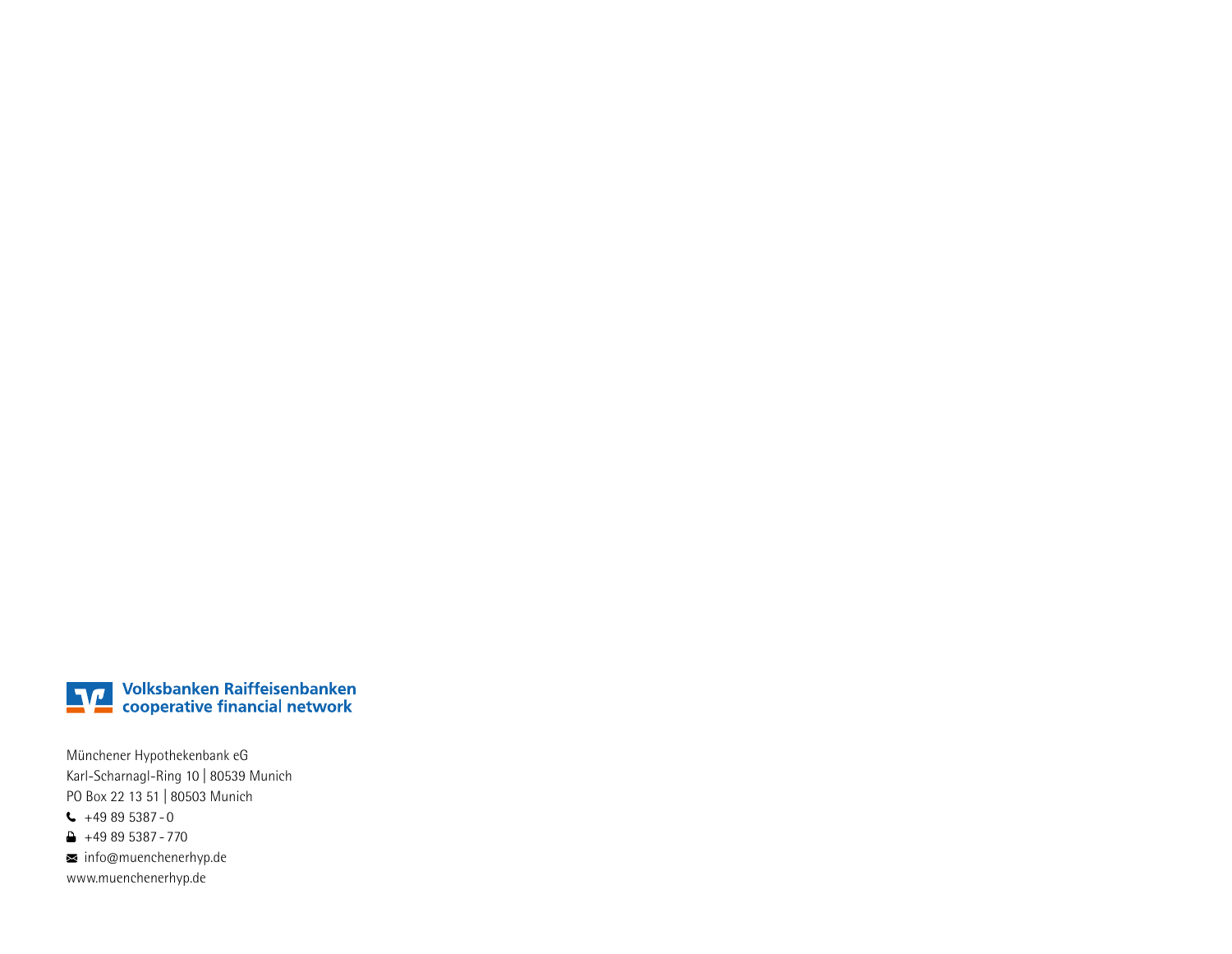Volksbanken Raiffeisenbanken
cooperative financial network

Münchener Hypothekenbank eG
Karl-Scharnagl-Ring 10 | 80539 Munich
PO Box 22 13 51 | 80503 Munich
+49 89 5387 - 0
+49 89 5387 - 770
info@muenchenerhyp.de
www.muenchenerhyp.de